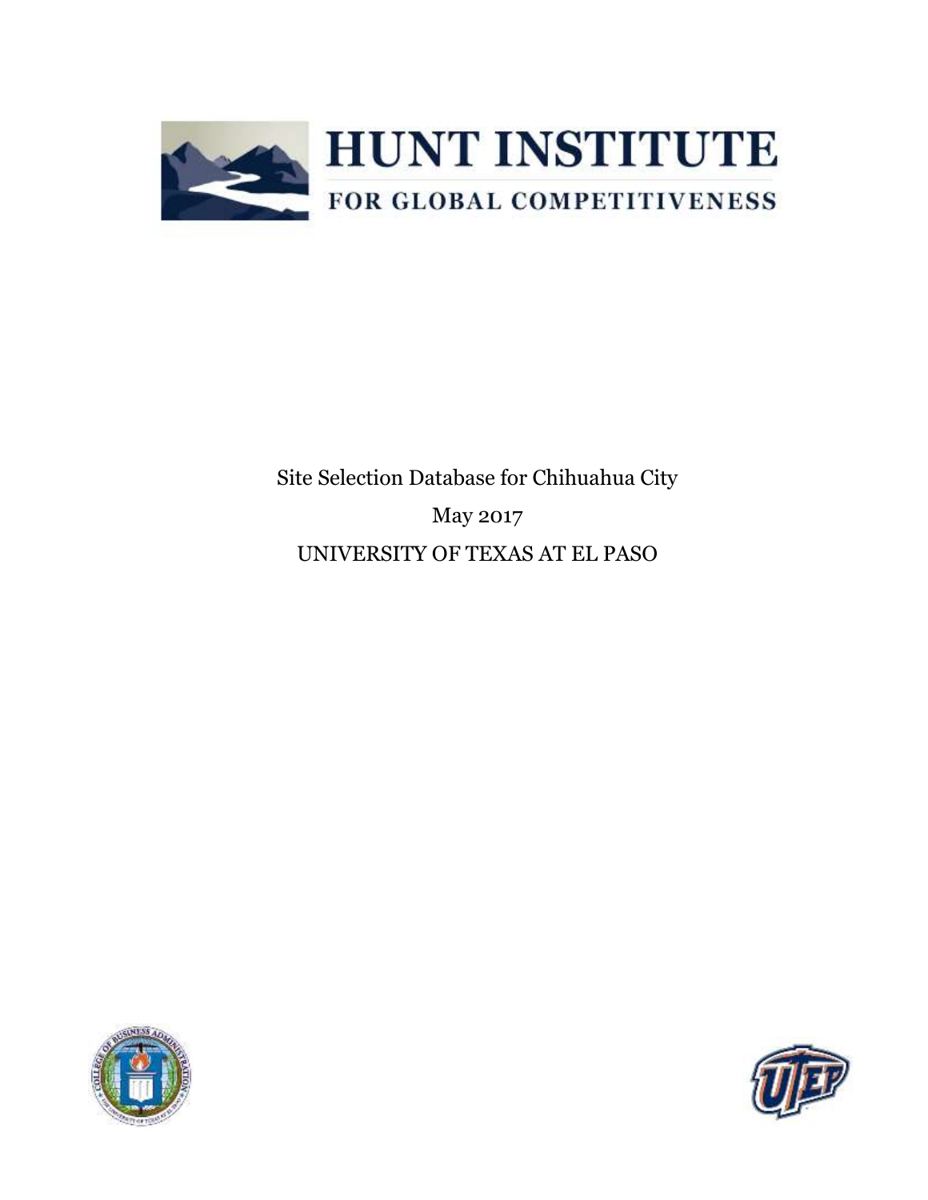# HUNT INSTITUTE

FOR GLOBAL COMPETITIVENESS

Site Selection Database for Chihuahua City

May 2017

UNIVERSITY OF TEXAS AT EL PASO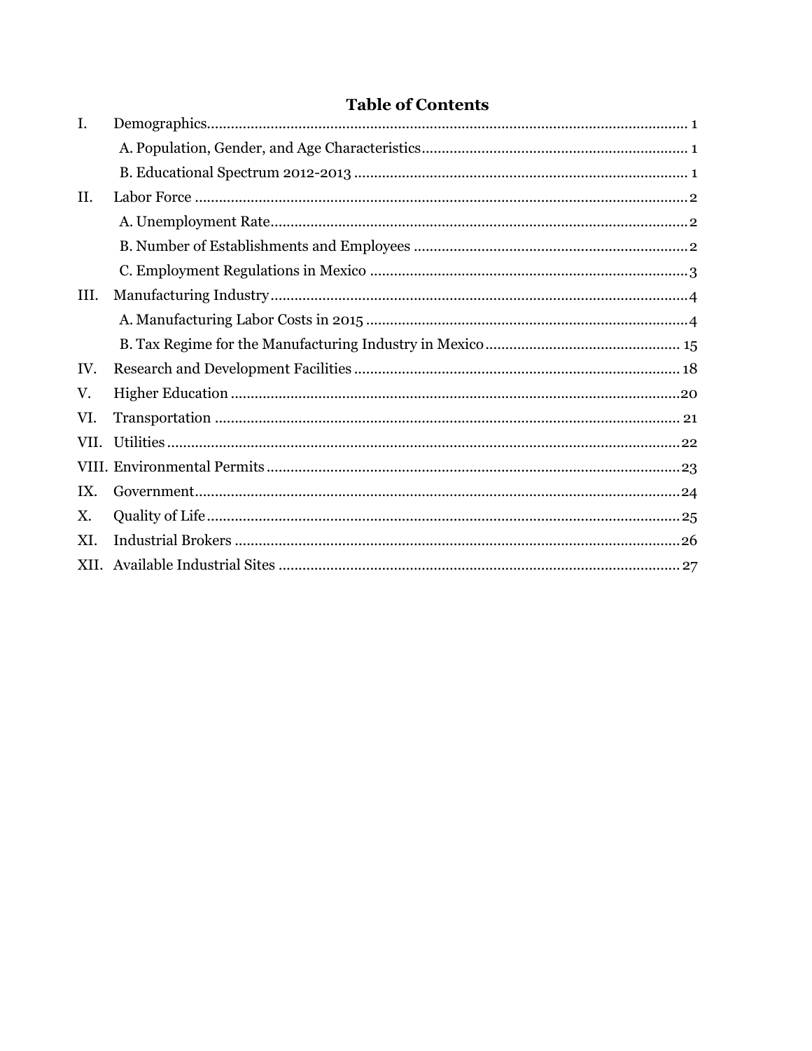# Table of Contents

| | | |
|---|---|---|
| I. | Demographics | 1 |
| | A. Population, Gender, and Age Characteristics | 1 |
| | B. Educational Spectrum 2012-2013 | 1 |
| II. | Labor Force | 2 |
| | A. Unemployment Rate | 2 |
| | B. Number of Establishments and Employees | 2 |
| | C. Employment Regulations in Mexico | 3 |
| III. | Manufacturing Industry | 4 |
| | A. Manufacturing Labor Costs in 2015 | 4 |
| | B. Tax Regime for the Manufacturing Industry in Mexico | 15 |
| IV. | Research and Development Facilities | 18 |
| V. | Higher Education | 20 |
| VI. | Transportation | 21 |
| VII. | Utilities | 22 |
| VIII. | Environmental Permits | 23 |
| IX. | Government | 24 |
| X. | Quality of Life | 25 |
| XI. | Industrial Brokers | 26 |
| XII. | Available Industrial Sites | 27 |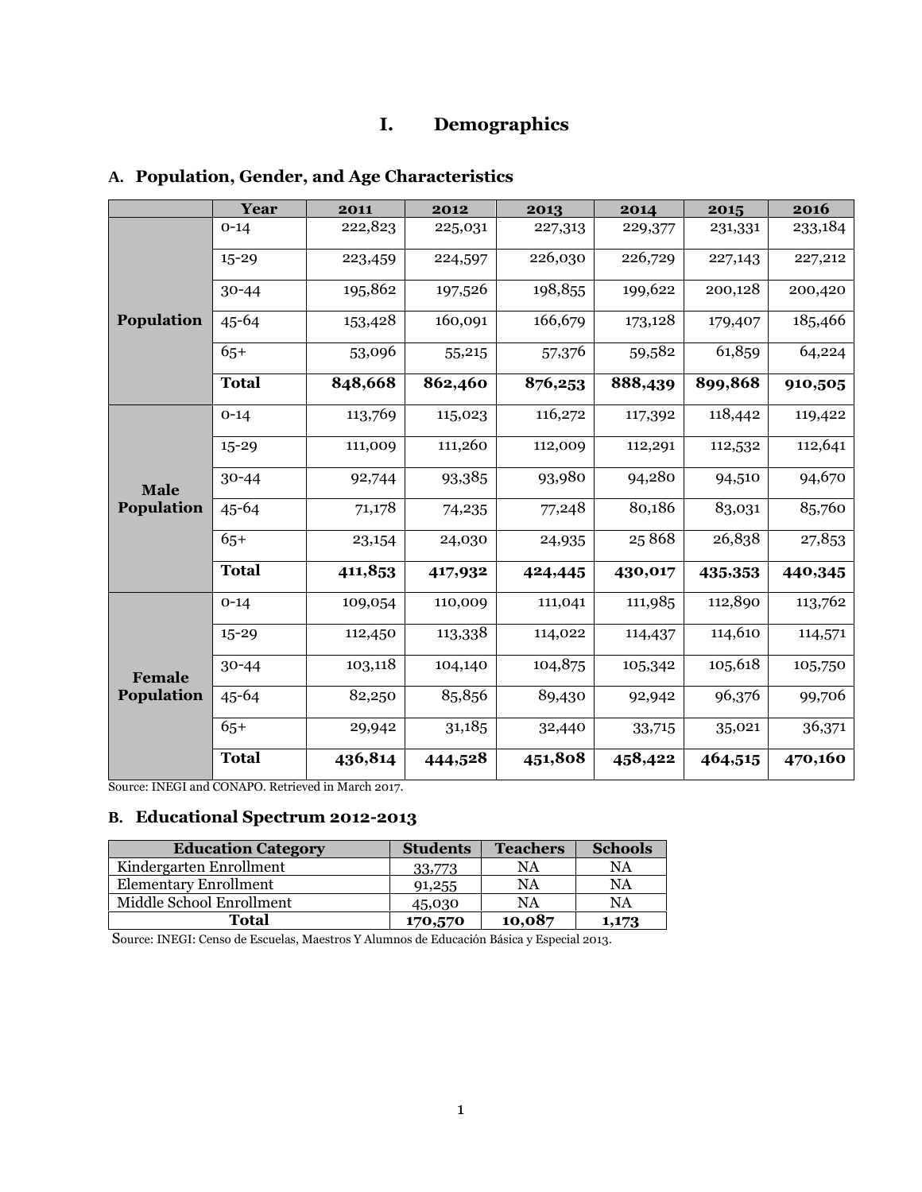# I. Demographics

## A. Population, Gender, and Age Characteristics

| | Year | 2011 | 2012 | 2013 | 2014 | 2015 | 2016 |
|---|---|---|---|---|---|---|---|
| **Population** | 0-14 | 222,823 | 225,031 | 227,313 | 229,377 | 231,331 | 233,184 |
| | 15-29 | 223,459 | 224,597 | 226,030 | 226,729 | 227,143 | 227,212 |
| | 30-44 | 195,862 | 197,526 | 198,855 | 199,622 | 200,128 | 200,420 |
| | 45-64 | 153,428 | 160,091 | 166,679 | 173,128 | 179,407 | 185,466 |
| | 65+ | 53,096 | 55,215 | 57,376 | 59,582 | 61,859 | 64,224 |
| | **Total** | **848,668** | **862,460** | **876,253** | **888,439** | **899,868** | **910,505** |
| **Male Population** | 0-14 | 113,769 | 115,023 | 116,272 | 117,392 | 118,442 | 119,422 |
| | 15-29 | 111,009 | 111,260 | 112,009 | 112,291 | 112,532 | 112,641 |
| | 30-44 | 92,744 | 93,385 | 93,980 | 94,280 | 94,510 | 94,670 |
| | 45-64 | 71,178 | 74,235 | 77,248 | 80,186 | 83,031 | 85,760 |
| | 65+ | 23,154 | 24,030 | 24,935 | 25 868 | 26,838 | 27,853 |
| | **Total** | **411,853** | **417,932** | **424,445** | **430,017** | **435,353** | **440,345** |
| **Female Population** | 0-14 | 109,054 | 110,009 | 111,041 | 111,985 | 112,890 | 113,762 |
| | 15-29 | 112,450 | 113,338 | 114,022 | 114,437 | 114,610 | 114,571 |
| | 30-44 | 103,118 | 104,140 | 104,875 | 105,342 | 105,618 | 105,750 |
| | 45-64 | 82,250 | 85,856 | 89,430 | 92,942 | 96,376 | 99,706 |
| | 65+ | 29,942 | 31,185 | 32,440 | 33,715 | 35,021 | 36,371 |
| | **Total** | **436,814** | **444,528** | **451,808** | **458,422** | **464,515** | **470,160** |

Source: INEGI and CONAPO. Retrieved in March 2017.

## B. Educational Spectrum 2012-2013

| Education Category | Students | Teachers | Schools |
|---|---|---|---|
| Kindergarten Enrollment | 33,773 | NA | NA |
| Elementary Enrollment | 91,255 | NA | NA |
| Middle School Enrollment | 45,030 | NA | NA |
| **Total** | **170,570** | **10,087** | **1,173** |

Source: INEGI: Censo de Escuelas, Maestros Y Alumnos de Educación Básica y Especial 2013.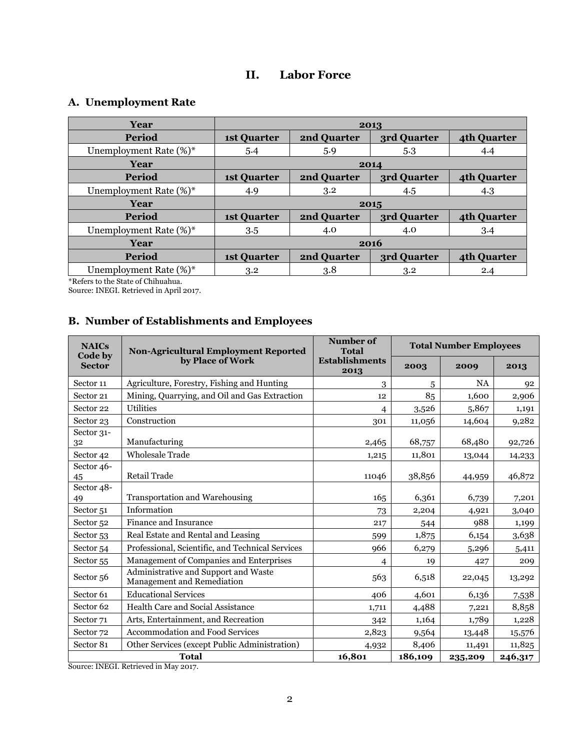## II. Labor Force

### A. Unemployment Rate

| Year | 2013 | | | |
|---|---|---|---|---|
| Period | 1st Quarter | 2nd Quarter | 3rd Quarter | 4th Quarter |
| Unemployment Rate (%)* | 5.4 | 5.9 | 5.3 | 4.4 |
| Year | 2014 | | | |
| Period | 1st Quarter | 2nd Quarter | 3rd Quarter | 4th Quarter |
| Unemployment Rate (%)* | 4.9 | 3.2 | 4.5 | 4.3 |
| Year | 2015 | | | |
| Period | 1st Quarter | 2nd Quarter | 3rd Quarter | 4th Quarter |
| Unemployment Rate (%)* | 3.5 | 4.0 | 4.0 | 3.4 |
| Year | 2016 | | | |
| Period | 1st Quarter | 2nd Quarter | 3rd Quarter | 4th Quarter |
| Unemployment Rate (%)* | 3.2 | 3.8 | 3.2 | 2.4 |

*Refers to the State of Chihuahua.
Source: INEGI. Retrieved in April 2017.

### B. Number of Establishments and Employees

| NAICs Code by Sector | Non-Agricultural Employment Reported by Place of Work | Number of Total Establishments 2013 | Total Number Employees | | |
|---|---|---|---|---|---|
| | | | 2003 | 2009 | 2013 |
| Sector 11 | Agriculture, Forestry, Fishing and Hunting | 3 | 5 | NA | 92 |
| Sector 21 | Mining, Quarrying, and Oil and Gas Extraction | 12 | 85 | 1,600 | 2,906 |
| Sector 22 | Utilities | 4 | 3,526 | 5,867 | 1,191 |
| Sector 23 | Construction | 301 | 11,056 | 14,604 | 9,282 |
| Sector 31-32 | Manufacturing | 2,465 | 68,757 | 68,480 | 92,726 |
| Sector 42 | Wholesale Trade | 1,215 | 11,801 | 13,044 | 14,233 |
| Sector 46-45 | Retail Trade | 11046 | 38,856 | 44,959 | 46,872 |
| Sector 48-49 | Transportation and Warehousing | 165 | 6,361 | 6,739 | 7,201 |
| Sector 51 | Information | 73 | 2,204 | 4,921 | 3,040 |
| Sector 52 | Finance and Insurance | 217 | 544 | 988 | 1,199 |
| Sector 53 | Real Estate and Rental and Leasing | 599 | 1,875 | 6,154 | 3,638 |
| Sector 54 | Professional, Scientific, and Technical Services | 966 | 6,279 | 5,296 | 5,411 |
| Sector 55 | Management of Companies and Enterprises | 4 | 19 | 427 | 209 |
| Sector 56 | Administrative and Support and Waste Management and Remediation | 563 | 6,518 | 22,045 | 13,292 |
| Sector 61 | Educational Services | 406 | 4,601 | 6,136 | 7,538 |
| Sector 62 | Health Care and Social Assistance | 1,711 | 4,488 | 7,221 | 8,858 |
| Sector 71 | Arts, Entertainment, and Recreation | 342 | 1,164 | 1,789 | 1,228 |
| Sector 72 | Accommodation and Food Services | 2,823 | 9,564 | 13,448 | 15,576 |
| Sector 81 | Other Services (except Public Administration) | 4,932 | 8,406 | 11,491 | 11,825 |
| **Total** | | **16,801** | **186,109** | **235,209** | **246,317** |

Source: INEGI. Retrieved in May 2017.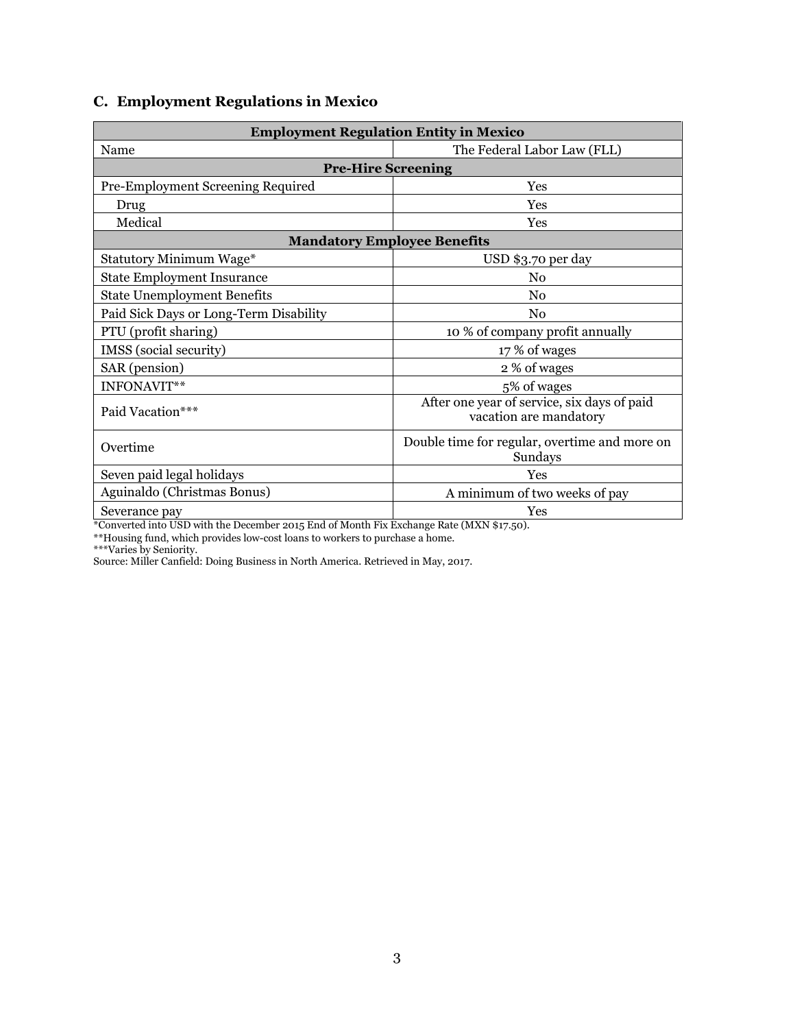## C. Employment Regulations in Mexico

| **Employment Regulation Entity in Mexico** | |
|---|---|
| Name | The Federal Labor Law (FLL) |
| **Pre-Hire Screening** | |
| Pre-Employment Screening Required | Yes |
| Drug | Yes |
| Medical | Yes |
| **Mandatory Employee Benefits** | |
| Statutory Minimum Wage* | USD $3.70 per day |
| State Employment Insurance | No |
| State Unemployment Benefits | No |
| Paid Sick Days or Long-Term Disability | No |
| PTU (profit sharing) | 10 % of company profit annually |
| IMSS (social security) | 17 % of wages |
| SAR (pension) | 2 % of wages |
| INFONAVIT** | 5% of wages |
| Paid Vacation*** | After one year of service, six days of paid vacation are mandatory |
| Overtime | Double time for regular, overtime and more on Sundays |
| Seven paid legal holidays | Yes |
| Aguinaldo (Christmas Bonus) | A minimum of two weeks of pay |
| Severance pay | Yes |

*Converted into USD with the December 2015 End of Month Fix Exchange Rate (MXN $17.50).
**Housing fund, which provides low-cost loans to workers to purchase a home.
***Varies by Seniority.
Source: Miller Canfield: Doing Business in North America. Retrieved in May, 2017.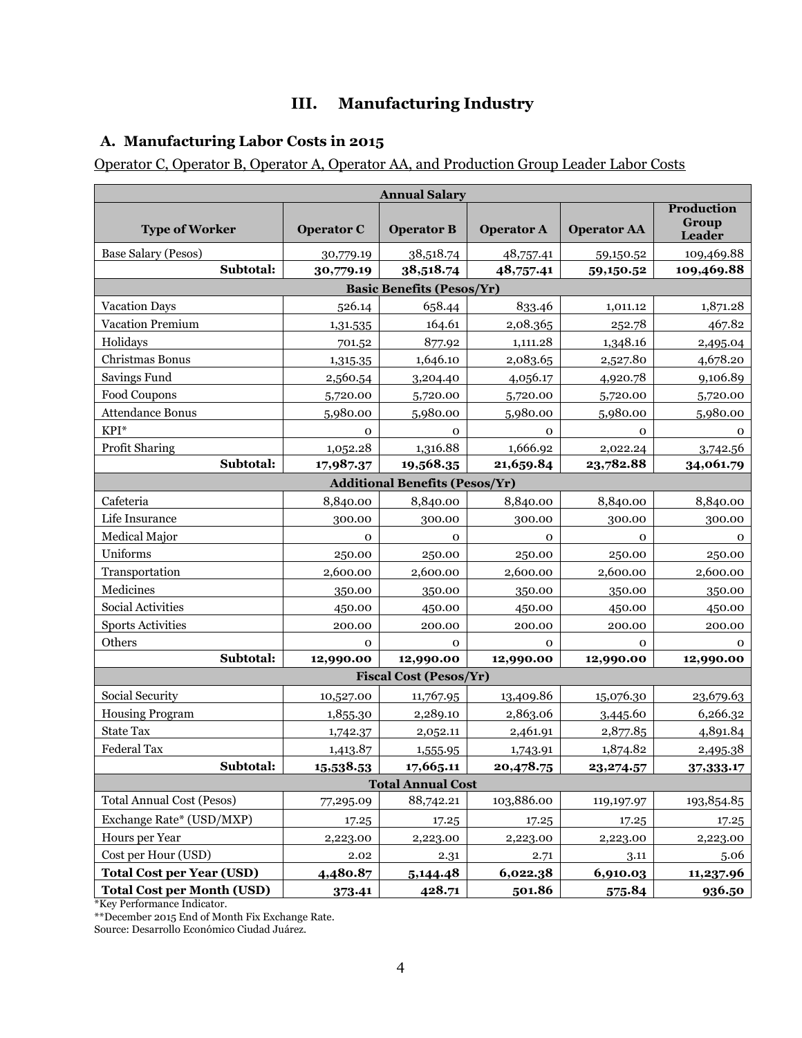# III. Manufacturing Industry

## A. Manufacturing Labor Costs in 2015

Operator C, Operator B, Operator A, Operator AA, and Production Group Leader Labor Costs

| Annual Salary | | | | | |
|---|---|---|---|---|---|
| **Type of Worker** | **Operator C** | **Operator B** | **Operator A** | **Operator AA** | **Production Group Leader** |
| Base Salary (Pesos) | 30,779.19 | 38,518.74 | 48,757.41 | 59,150.52 | 109,469.88 |
| **Subtotal:** | **30,779.19** | **38,518.74** | **48,757.41** | **59,150.52** | **109,469.88** |
| **Basic Benefits (Pesos/Yr)** | | | | | |
| Vacation Days | 526.14 | 658.44 | 833.46 | 1,011.12 | 1,871.28 |
| Vacation Premium | 1,31.535 | 164.61 | 2,08.365 | 252.78 | 467.82 |
| Holidays | 701.52 | 877.92 | 1,111.28 | 1,348.16 | 2,495.04 |
| Christmas Bonus | 1,315.35 | 1,646.10 | 2,083.65 | 2,527.80 | 4,678.20 |
| Savings Fund | 2,560.54 | 3,204.40 | 4,056.17 | 4,920.78 | 9,106.89 |
| Food Coupons | 5,720.00 | 5,720.00 | 5,720.00 | 5,720.00 | 5,720.00 |
| Attendance Bonus | 5,980.00 | 5,980.00 | 5,980.00 | 5,980.00 | 5,980.00 |
| KPI* | 0 | 0 | 0 | 0 | 0 |
| Profit Sharing | 1,052.28 | 1,316.88 | 1,666.92 | 2,022.24 | 3,742.56 |
| **Subtotal:** | **17,987.37** | **19,568.35** | **21,659.84** | **23,782.88** | **34,061.79** |
| **Additional Benefits (Pesos/Yr)** | | | | | |
| Cafeteria | 8,840.00 | 8,840.00 | 8,840.00 | 8,840.00 | 8,840.00 |
| Life Insurance | 300.00 | 300.00 | 300.00 | 300.00 | 300.00 |
| Medical Major | 0 | 0 | 0 | 0 | 0 |
| Uniforms | 250.00 | 250.00 | 250.00 | 250.00 | 250.00 |
| Transportation | 2,600.00 | 2,600.00 | 2,600.00 | 2,600.00 | 2,600.00 |
| Medicines | 350.00 | 350.00 | 350.00 | 350.00 | 350.00 |
| Social Activities | 450.00 | 450.00 | 450.00 | 450.00 | 450.00 |
| Sports Activities | 200.00 | 200.00 | 200.00 | 200.00 | 200.00 |
| Others | 0 | 0 | 0 | 0 | 0 |
| **Subtotal:** | **12,990.00** | **12,990.00** | **12,990.00** | **12,990.00** | **12,990.00** |
| **Fiscal Cost (Pesos/Yr)** | | | | | |
| Social Security | 10,527.00 | 11,767.95 | 13,409.86 | 15,076.30 | 23,679.63 |
| Housing Program | 1,855.30 | 2,289.10 | 2,863.06 | 3,445.60 | 6,266.32 |
| State Tax | 1,742.37 | 2,052.11 | 2,461.91 | 2,877.85 | 4,891.84 |
| Federal Tax | 1,413.87 | 1,555.95 | 1,743.91 | 1,874.82 | 2,495.38 |
| **Subtotal:** | **15,538.53** | **17,665.11** | **20,478.75** | **23,274.57** | **37,333.17** |
| **Total Annual Cost** | | | | | |
| Total Annual Cost (Pesos) | 77,295.09 | 88,742.21 | 103,886.00 | 119,197.97 | 193,854.85 |
| Exchange Rate* (USD/MXP) | 17.25 | 17.25 | 17.25 | 17.25 | 17.25 |
| Hours per Year | 2,223.00 | 2,223.00 | 2,223.00 | 2,223.00 | 2,223.00 |
| Cost per Hour (USD) | 2.02 | 2.31 | 2.71 | 3.11 | 5.06 |
| **Total Cost per Year (USD)** | **4,480.87** | **5,144.48** | **6,022.38** | **6,910.03** | **11,237.96** |
| **Total Cost per Month (USD)** | **373.41** | **428.71** | **501.86** | **575.84** | **936.50** |

*Key Performance Indicator.

**December 2015 End of Month Fix Exchange Rate.

Source: Desarrollo Económico Ciudad Juárez.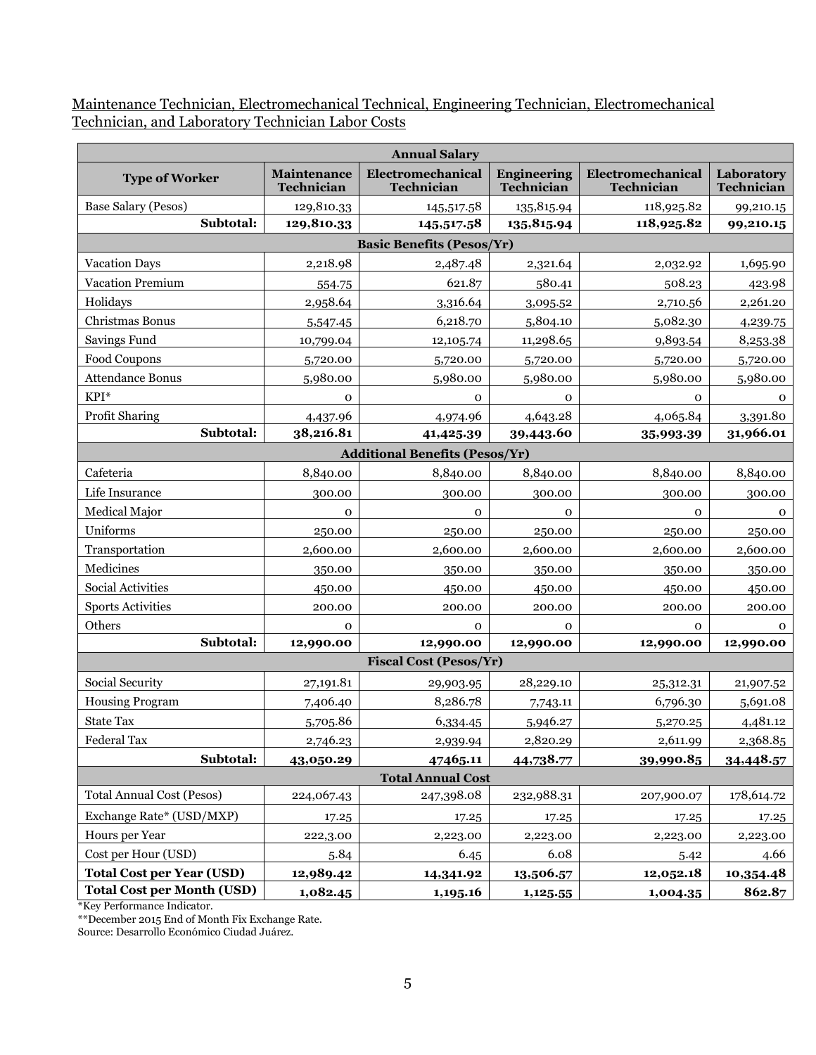Maintenance Technician, Electromechanical Technical, Engineering Technician, Electromechanical Technician, and Laboratory Technician Labor Costs

| Annual Salary | | | | | |
|---|---|---|---|---|---|
| **Type of Worker** | **Maintenance Technician** | **Electromechanical Technician** | **Engineering Technician** | **Electromechanical Technician** | **Laboratory Technician** |
| Base Salary (Pesos) | 129,810.33 | 145,517.58 | 135,815.94 | 118,925.82 | 99,210.15 |
| **Subtotal:** | **129,810.33** | **145,517.58** | **135,815.94** | **118,925.82** | **99,210.15** |
| **Basic Benefits (Pesos/Yr)** | | | | | |
| Vacation Days | 2,218.98 | 2,487.48 | 2,321.64 | 2,032.92 | 1,695.90 |
| Vacation Premium | 554.75 | 621.87 | 580.41 | 508.23 | 423.98 |
| Holidays | 2,958.64 | 3,316.64 | 3,095.52 | 2,710.56 | 2,261.20 |
| Christmas Bonus | 5,547.45 | 6,218.70 | 5,804.10 | 5,082.30 | 4,239.75 |
| Savings Fund | 10,799.04 | 12,105.74 | 11,298.65 | 9,893.54 | 8,253.38 |
| Food Coupons | 5,720.00 | 5,720.00 | 5,720.00 | 5,720.00 | 5,720.00 |
| Attendance Bonus | 5,980.00 | 5,980.00 | 5,980.00 | 5,980.00 | 5,980.00 |
| KPI* | 0 | 0 | 0 | 0 | 0 |
| Profit Sharing | 4,437.96 | 4,974.96 | 4,643.28 | 4,065.84 | 3,391.80 |
| **Subtotal:** | **38,216.81** | **41,425.39** | **39,443.60** | **35,993.39** | **31,966.01** |
| **Additional Benefits (Pesos/Yr)** | | | | | |
| Cafeteria | 8,840.00 | 8,840.00 | 8,840.00 | 8,840.00 | 8,840.00 |
| Life Insurance | 300.00 | 300.00 | 300.00 | 300.00 | 300.00 |
| Medical Major | 0 | 0 | 0 | 0 | 0 |
| Uniforms | 250.00 | 250.00 | 250.00 | 250.00 | 250.00 |
| Transportation | 2,600.00 | 2,600.00 | 2,600.00 | 2,600.00 | 2,600.00 |
| Medicines | 350.00 | 350.00 | 350.00 | 350.00 | 350.00 |
| Social Activities | 450.00 | 450.00 | 450.00 | 450.00 | 450.00 |
| Sports Activities | 200.00 | 200.00 | 200.00 | 200.00 | 200.00 |
| Others | 0 | 0 | 0 | 0 | 0 |
| **Subtotal:** | **12,990.00** | **12,990.00** | **12,990.00** | **12,990.00** | **12,990.00** |
| **Fiscal Cost (Pesos/Yr)** | | | | | |
| Social Security | 27,191.81 | 29,903.95 | 28,229.10 | 25,312.31 | 21,907.52 |
| Housing Program | 7,406.40 | 8,286.78 | 7,743.11 | 6,796.30 | 5,691.08 |
| State Tax | 5,705.86 | 6,334.45 | 5,946.27 | 5,270.25 | 4,481.12 |
| Federal Tax | 2,746.23 | 2,939.94 | 2,820.29 | 2,611.99 | 2,368.85 |
| **Subtotal:** | **43,050.29** | **47465.11** | **44,738.77** | **39,990.85** | **34,448.57** |
| **Total Annual Cost** | | | | | |
| Total Annual Cost (Pesos) | 224,067.43 | 247,398.08 | 232,988.31 | 207,900.07 | 178,614.72 |
| Exchange Rate* (USD/MXP) | 17.25 | 17.25 | 17.25 | 17.25 | 17.25 |
| Hours per Year | 222,3.00 | 2,223.00 | 2,223.00 | 2,223.00 | 2,223.00 |
| Cost per Hour (USD) | 5.84 | 6.45 | 6.08 | 5.42 | 4.66 |
| **Total Cost per Year (USD)** | **12,989.42** | **14,341.92** | **13,506.57** | **12,052.18** | **10,354.48** |
| **Total Cost per Month (USD)** | **1,082.45** | **1,195.16** | **1,125.55** | **1,004.35** | **862.87** |

*Key Performance Indicator.
**December 2015 End of Month Fix Exchange Rate.
Source: Desarrollo Económico Ciudad Juárez.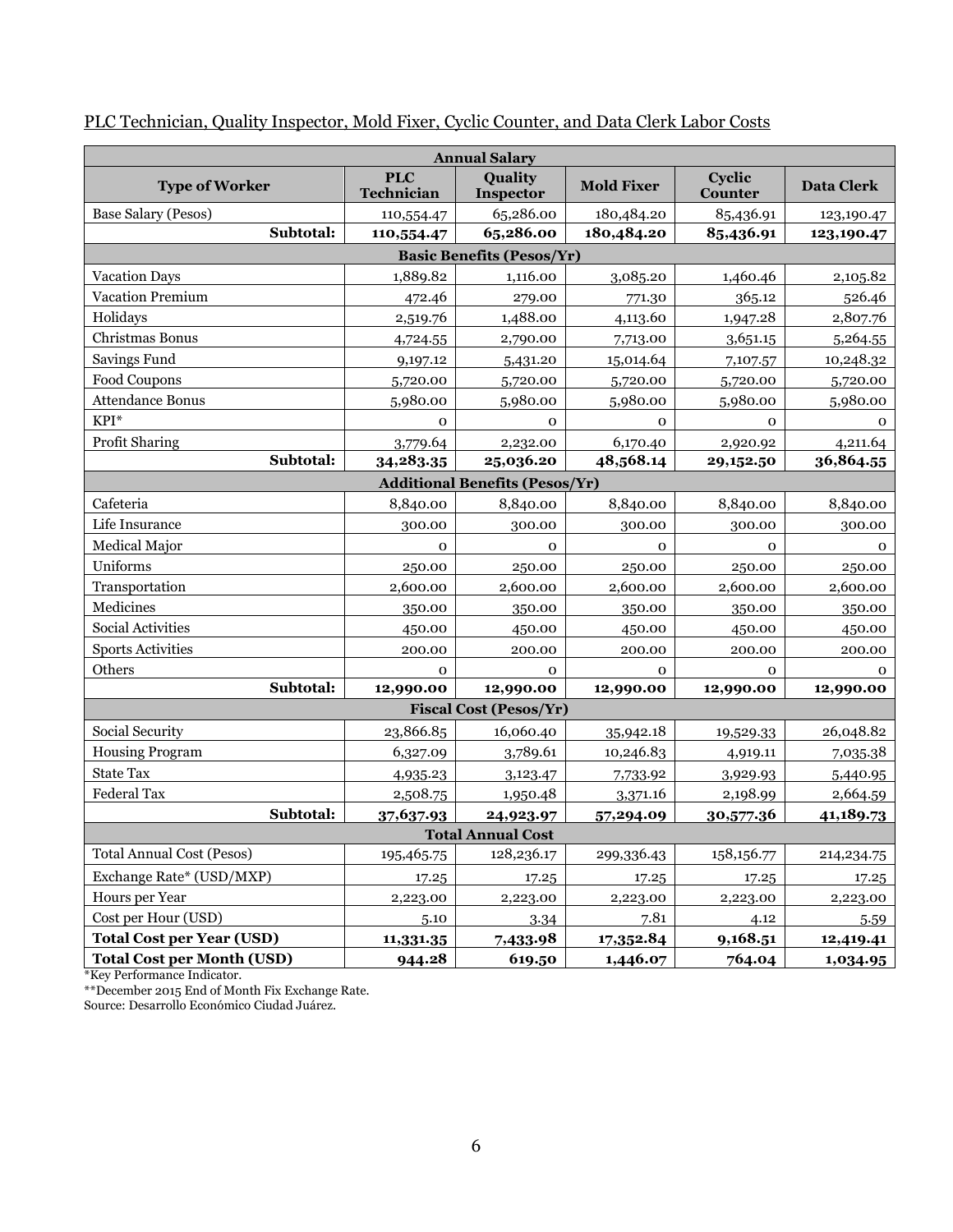PLC Technician, Quality Inspector, Mold Fixer, Cyclic Counter, and Data Clerk Labor Costs

| **Annual Salary** | | | | | |
|---|---|---|---|---|---|
| **Type of Worker** | **PLC Technician** | **Quality Inspector** | **Mold Fixer** | **Cyclic Counter** | **Data Clerk** |
| Base Salary (Pesos) | 110,554.47 | 65,286.00 | 180,484.20 | 85,436.91 | 123,190.47 |
| **Subtotal:** | **110,554.47** | **65,286.00** | **180,484.20** | **85,436.91** | **123,190.47** |
| **Basic Benefits (Pesos/Yr)** | | | | | |
| Vacation Days | 1,889.82 | 1,116.00 | 3,085.20 | 1,460.46 | 2,105.82 |
| Vacation Premium | 472.46 | 279.00 | 771.30 | 365.12 | 526.46 |
| Holidays | 2,519.76 | 1,488.00 | 4,113.60 | 1,947.28 | 2,807.76 |
| Christmas Bonus | 4,724.55 | 2,790.00 | 7,713.00 | 3,651.15 | 5,264.55 |
| Savings Fund | 9,197.12 | 5,431.20 | 15,014.64 | 7,107.57 | 10,248.32 |
| Food Coupons | 5,720.00 | 5,720.00 | 5,720.00 | 5,720.00 | 5,720.00 |
| Attendance Bonus | 5,980.00 | 5,980.00 | 5,980.00 | 5,980.00 | 5,980.00 |
| KPI* | 0 | 0 | 0 | 0 | 0 |
| Profit Sharing | 3,779.64 | 2,232.00 | 6,170.40 | 2,920.92 | 4,211.64 |
| **Subtotal:** | **34,283.35** | **25,036.20** | **48,568.14** | **29,152.50** | **36,864.55** |
| **Additional Benefits (Pesos/Yr)** | | | | | |
| Cafeteria | 8,840.00 | 8,840.00 | 8,840.00 | 8,840.00 | 8,840.00 |
| Life Insurance | 300.00 | 300.00 | 300.00 | 300.00 | 300.00 |
| Medical Major | 0 | 0 | 0 | 0 | 0 |
| Uniforms | 250.00 | 250.00 | 250.00 | 250.00 | 250.00 |
| Transportation | 2,600.00 | 2,600.00 | 2,600.00 | 2,600.00 | 2,600.00 |
| Medicines | 350.00 | 350.00 | 350.00 | 350.00 | 350.00 |
| Social Activities | 450.00 | 450.00 | 450.00 | 450.00 | 450.00 |
| Sports Activities | 200.00 | 200.00 | 200.00 | 200.00 | 200.00 |
| Others | 0 | 0 | 0 | 0 | 0 |
| **Subtotal:** | **12,990.00** | **12,990.00** | **12,990.00** | **12,990.00** | **12,990.00** |
| **Fiscal Cost (Pesos/Yr)** | | | | | |
| Social Security | 23,866.85 | 16,060.40 | 35,942.18 | 19,529.33 | 26,048.82 |
| Housing Program | 6,327.09 | 3,789.61 | 10,246.83 | 4,919.11 | 7,035.38 |
| State Tax | 4,935.23 | 3,123.47 | 7,733.92 | 3,929.93 | 5,440.95 |
| Federal Tax | 2,508.75 | 1,950.48 | 3,371.16 | 2,198.99 | 2,664.59 |
| **Subtotal:** | **37,637.93** | **24,923.97** | **57,294.09** | **30,577.36** | **41,189.73** |
| **Total Annual Cost** | | | | | |
| Total Annual Cost (Pesos) | 195,465.75 | 128,236.17 | 299,336.43 | 158,156.77 | 214,234.75 |
| Exchange Rate* (USD/MXP) | 17.25 | 17.25 | 17.25 | 17.25 | 17.25 |
| Hours per Year | 2,223.00 | 2,223.00 | 2,223.00 | 2,223.00 | 2,223.00 |
| Cost per Hour (USD) | 5.10 | 3.34 | 7.81 | 4.12 | 5.59 |
| **Total Cost per Year (USD)** | **11,331.35** | **7,433.98** | **17,352.84** | **9,168.51** | **12,419.41** |
| **Total Cost per Month (USD)** | **944.28** | **619.50** | **1,446.07** | **764.04** | **1,034.95** |

*Key Performance Indicator.
**December 2015 End of Month Fix Exchange Rate.
Source: Desarrollo Económico Ciudad Juárez.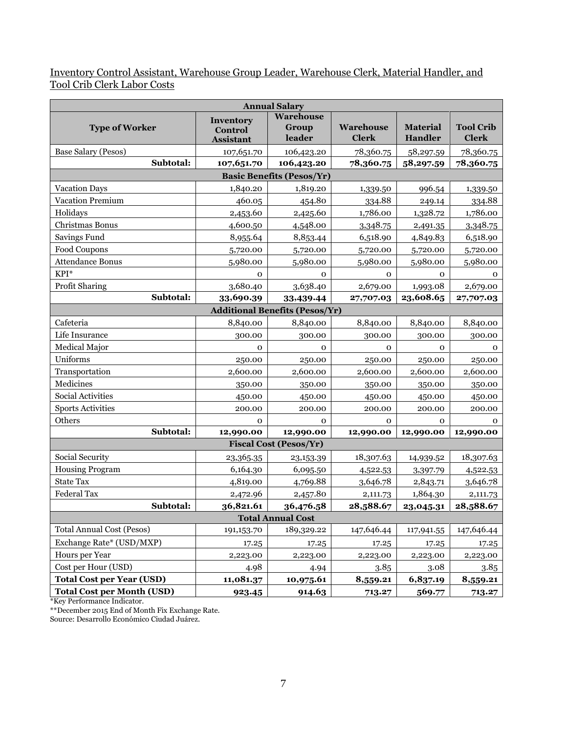Inventory Control Assistant, Warehouse Group Leader, Warehouse Clerk, Material Handler, and Tool Crib Clerk Labor Costs

| Annual Salary | | | | | |
|---|---|---|---|---|---|
| **Type of Worker** | **Inventory Control Assistant** | **Warehouse Group leader** | **Warehouse Clerk** | **Material Handler** | **Tool Crib Clerk** |
| Base Salary (Pesos) | 107,651.70 | 106,423.20 | 78,360.75 | 58,297.59 | 78,360.75 |
| **Subtotal:** | **107,651.70** | **106,423.20** | **78,360.75** | **58,297.59** | **78,360.75** |
| **Basic Benefits (Pesos/Yr)** | | | | | |
| Vacation Days | 1,840.20 | 1,819.20 | 1,339.50 | 996.54 | 1,339.50 |
| Vacation Premium | 460.05 | 454.80 | 334.88 | 249.14 | 334.88 |
| Holidays | 2,453.60 | 2,425.60 | 1,786.00 | 1,328.72 | 1,786.00 |
| Christmas Bonus | 4,600.50 | 4,548.00 | 3,348.75 | 2,491.35 | 3,348.75 |
| Savings Fund | 8,955.64 | 8,853.44 | 6,518.90 | 4,849.83 | 6,518.90 |
| Food Coupons | 5,720.00 | 5,720.00 | 5,720.00 | 5,720.00 | 5,720.00 |
| Attendance Bonus | 5,980.00 | 5,980.00 | 5,980.00 | 5,980.00 | 5,980.00 |
| KPI* | 0 | 0 | 0 | 0 | 0 |
| Profit Sharing | 3,680.40 | 3,638.40 | 2,679.00 | 1,993.08 | 2,679.00 |
| **Subtotal:** | **33,690.39** | **33,439.44** | **27,707.03** | **23,608.65** | **27,707.03** |
| **Additional Benefits (Pesos/Yr)** | | | | | |
| Cafeteria | 8,840.00 | 8,840.00 | 8,840.00 | 8,840.00 | 8,840.00 |
| Life Insurance | 300.00 | 300.00 | 300.00 | 300.00 | 300.00 |
| Medical Major | 0 | 0 | 0 | 0 | 0 |
| Uniforms | 250.00 | 250.00 | 250.00 | 250.00 | 250.00 |
| Transportation | 2,600.00 | 2,600.00 | 2,600.00 | 2,600.00 | 2,600.00 |
| Medicines | 350.00 | 350.00 | 350.00 | 350.00 | 350.00 |
| Social Activities | 450.00 | 450.00 | 450.00 | 450.00 | 450.00 |
| Sports Activities | 200.00 | 200.00 | 200.00 | 200.00 | 200.00 |
| Others | 0 | 0 | 0 | 0 | 0 |
| **Subtotal:** | **12,990.00** | **12,990.00** | **12,990.00** | **12,990.00** | **12,990.00** |
| **Fiscal Cost (Pesos/Yr)** | | | | | |
| Social Security | 23,365.35 | 23,153.39 | 18,307.63 | 14,939.52 | 18,307.63 |
| Housing Program | 6,164.30 | 6,095.50 | 4,522.53 | 3,397.79 | 4,522.53 |
| State Tax | 4,819.00 | 4,769.88 | 3,646.78 | 2,843.71 | 3,646.78 |
| Federal Tax | 2,472.96 | 2,457.80 | 2,111.73 | 1,864.30 | 2,111.73 |
| **Subtotal:** | **36,821.61** | **36,476.58** | **28,588.67** | **23,045.31** | **28,588.67** |
| **Total Annual Cost** | | | | | |
| Total Annual Cost (Pesos) | 191,153.70 | 189,329.22 | 147,646.44 | 117,941.55 | 147,646.44 |
| Exchange Rate* (USD/MXP) | 17.25 | 17.25 | 17.25 | 17.25 | 17.25 |
| Hours per Year | 2,223.00 | 2,223.00 | 2,223.00 | 2,223.00 | 2,223.00 |
| Cost per Hour (USD) | 4.98 | 4.94 | 3.85 | 3.08 | 3.85 |
| **Total Cost per Year (USD)** | **11,081.37** | **10,975.61** | **8,559.21** | **6,837.19** | **8,559.21** |
| **Total Cost per Month (USD)** | **923.45** | **914.63** | **713.27** | **569.77** | **713.27** |

*Key Performance Indicator.

**December 2015 End of Month Fix Exchange Rate.

Source: Desarrollo Económico Ciudad Juárez.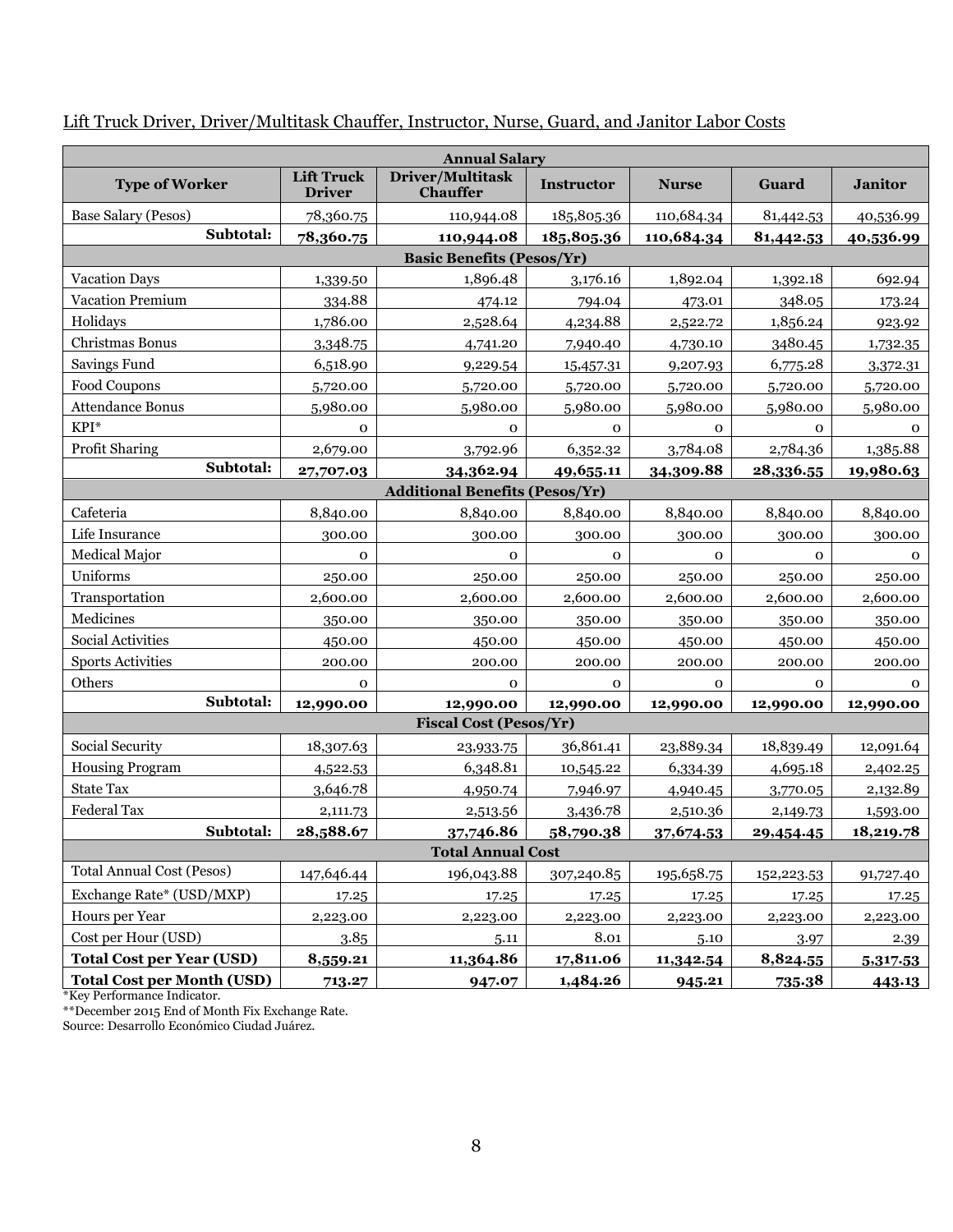Lift Truck Driver, Driver/Multitask Chauffer, Instructor, Nurse, Guard, and Janitor Labor Costs

| Annual Salary | | | | | | |
|---|---|---|---|---|---|---|
| **Type of Worker** | **Lift Truck Driver** | **Driver/Multitask Chauffer** | **Instructor** | **Nurse** | **Guard** | **Janitor** |
| Base Salary (Pesos) | 78,360.75 | 110,944.08 | 185,805.36 | 110,684.34 | 81,442.53 | 40,536.99 |
| **Subtotal:** | **78,360.75** | **110,944.08** | **185,805.36** | **110,684.34** | **81,442.53** | **40,536.99** |
| **Basic Benefits (Pesos/Yr)** | | | | | | |
| Vacation Days | 1,339.50 | 1,896.48 | 3,176.16 | 1,892.04 | 1,392.18 | 692.94 |
| Vacation Premium | 334.88 | 474.12 | 794.04 | 473.01 | 348.05 | 173.24 |
| Holidays | 1,786.00 | 2,528.64 | 4,234.88 | 2,522.72 | 1,856.24 | 923.92 |
| Christmas Bonus | 3,348.75 | 4,741.20 | 7,940.40 | 4,730.10 | 3480.45 | 1,732.35 |
| Savings Fund | 6,518.90 | 9,229.54 | 15,457.31 | 9,207.93 | 6,775.28 | 3,372.31 |
| Food Coupons | 5,720.00 | 5,720.00 | 5,720.00 | 5,720.00 | 5,720.00 | 5,720.00 |
| Attendance Bonus | 5,980.00 | 5,980.00 | 5,980.00 | 5,980.00 | 5,980.00 | 5,980.00 |
| KPI* | 0 | 0 | 0 | 0 | 0 | 0 |
| Profit Sharing | 2,679.00 | 3,792.96 | 6,352.32 | 3,784.08 | 2,784.36 | 1,385.88 |
| **Subtotal:** | **27,707.03** | **34,362.94** | **49,655.11** | **34,309.88** | **28,336.55** | **19,980.63** |
| **Additional Benefits (Pesos/Yr)** | | | | | | |
| Cafeteria | 8,840.00 | 8,840.00 | 8,840.00 | 8,840.00 | 8,840.00 | 8,840.00 |
| Life Insurance | 300.00 | 300.00 | 300.00 | 300.00 | 300.00 | 300.00 |
| Medical Major | 0 | 0 | 0 | 0 | 0 | 0 |
| Uniforms | 250.00 | 250.00 | 250.00 | 250.00 | 250.00 | 250.00 |
| Transportation | 2,600.00 | 2,600.00 | 2,600.00 | 2,600.00 | 2,600.00 | 2,600.00 |
| Medicines | 350.00 | 350.00 | 350.00 | 350.00 | 350.00 | 350.00 |
| Social Activities | 450.00 | 450.00 | 450.00 | 450.00 | 450.00 | 450.00 |
| Sports Activities | 200.00 | 200.00 | 200.00 | 200.00 | 200.00 | 200.00 |
| Others | 0 | 0 | 0 | 0 | 0 | 0 |
| **Subtotal:** | **12,990.00** | **12,990.00** | **12,990.00** | **12,990.00** | **12,990.00** | **12,990.00** |
| **Fiscal Cost (Pesos/Yr)** | | | | | | |
| Social Security | 18,307.63 | 23,933.75 | 36,861.41 | 23,889.34 | 18,839.49 | 12,091.64 |
| Housing Program | 4,522.53 | 6,348.81 | 10,545.22 | 6,334.39 | 4,695.18 | 2,402.25 |
| State Tax | 3,646.78 | 4,950.74 | 7,946.97 | 4,940.45 | 3,770.05 | 2,132.89 |
| Federal Tax | 2,111.73 | 2,513.56 | 3,436.78 | 2,510.36 | 2,149.73 | 1,593.00 |
| **Subtotal:** | **28,588.67** | **37,746.86** | **58,790.38** | **37,674.53** | **29,454.45** | **18,219.78** |
| **Total Annual Cost** | | | | | | |
| Total Annual Cost (Pesos) | 147,646.44 | 196,043.88 | 307,240.85 | 195,658.75 | 152,223.53 | 91,727.40 |
| Exchange Rate* (USD/MXP) | 17.25 | 17.25 | 17.25 | 17.25 | 17.25 | 17.25 |
| Hours per Year | 2,223.00 | 2,223.00 | 2,223.00 | 2,223.00 | 2,223.00 | 2,223.00 |
| Cost per Hour (USD) | 3.85 | 5.11 | 8.01 | 5.10 | 3.97 | 2.39 |
| **Total Cost per Year (USD)** | **8,559.21** | **11,364.86** | **17,811.06** | **11,342.54** | **8,824.55** | **5,317.53** |
| **Total Cost per Month (USD)** | **713.27** | **947.07** | **1,484.26** | **945.21** | **735.38** | **443.13** |

*Key Performance Indicator.
**December 2015 End of Month Fix Exchange Rate.
Source: Desarrollo Económico Ciudad Juárez.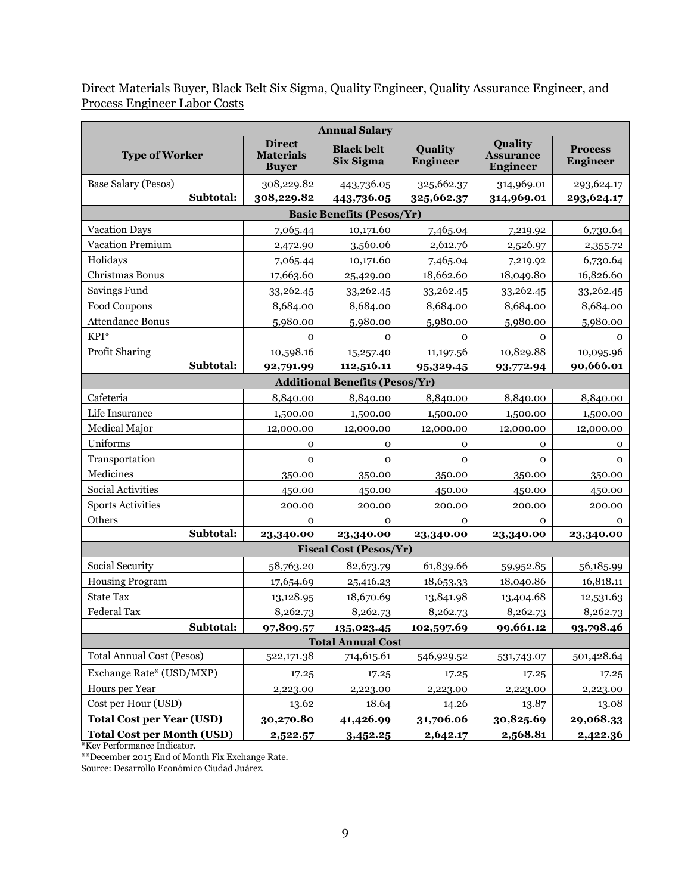Direct Materials Buyer, Black Belt Six Sigma, Quality Engineer, Quality Assurance Engineer, and Process Engineer Labor Costs

| Annual Salary | | | | | |
|---|---|---|---|---|---|
| **Type of Worker** | **Direct Materials Buyer** | **Black belt Six Sigma** | **Quality Engineer** | **Quality Assurance Engineer** | **Process Engineer** |
| Base Salary (Pesos) | 308,229.82 | 443,736.05 | 325,662.37 | 314,969.01 | 293,624.17 |
| **Subtotal:** | **308,229.82** | **443,736.05** | **325,662.37** | **314,969.01** | **293,624.17** |
| **Basic Benefits (Pesos/Yr)** | | | | | |
| Vacation Days | 7,065.44 | 10,171.60 | 7,465.04 | 7,219.92 | 6,730.64 |
| Vacation Premium | 2,472.90 | 3,560.06 | 2,612.76 | 2,526.97 | 2,355.72 |
| Holidays | 7,065.44 | 10,171.60 | 7,465.04 | 7,219.92 | 6,730.64 |
| Christmas Bonus | 17,663.60 | 25,429.00 | 18,662.60 | 18,049.80 | 16,826.60 |
| Savings Fund | 33,262.45 | 33,262.45 | 33,262.45 | 33,262.45 | 33,262.45 |
| Food Coupons | 8,684.00 | 8,684.00 | 8,684.00 | 8,684.00 | 8,684.00 |
| Attendance Bonus | 5,980.00 | 5,980.00 | 5,980.00 | 5,980.00 | 5,980.00 |
| KPI* | 0 | 0 | 0 | 0 | 0 |
| Profit Sharing | 10,598.16 | 15,257.40 | 11,197.56 | 10,829.88 | 10,095.96 |
| **Subtotal:** | **92,791.99** | **112,516.11** | **95,329.45** | **93,772.94** | **90,666.01** |
| **Additional Benefits (Pesos/Yr)** | | | | | |
| Cafeteria | 8,840.00 | 8,840.00 | 8,840.00 | 8,840.00 | 8,840.00 |
| Life Insurance | 1,500.00 | 1,500.00 | 1,500.00 | 1,500.00 | 1,500.00 |
| Medical Major | 12,000.00 | 12,000.00 | 12,000.00 | 12,000.00 | 12,000.00 |
| Uniforms | 0 | 0 | 0 | 0 | 0 |
| Transportation | 0 | 0 | 0 | 0 | 0 |
| Medicines | 350.00 | 350.00 | 350.00 | 350.00 | 350.00 |
| Social Activities | 450.00 | 450.00 | 450.00 | 450.00 | 450.00 |
| Sports Activities | 200.00 | 200.00 | 200.00 | 200.00 | 200.00 |
| Others | 0 | 0 | 0 | 0 | 0 |
| **Subtotal:** | **23,340.00** | **23,340.00** | **23,340.00** | **23,340.00** | **23,340.00** |
| **Fiscal Cost (Pesos/Yr)** | | | | | |
| Social Security | 58,763.20 | 82,673.79 | 61,839.66 | 59,952.85 | 56,185.99 |
| Housing Program | 17,654.69 | 25,416.23 | 18,653.33 | 18,040.86 | 16,818.11 |
| State Tax | 13,128.95 | 18,670.69 | 13,841.98 | 13,404.68 | 12,531.63 |
| Federal Tax | 8,262.73 | 8,262.73 | 8,262.73 | 8,262.73 | 8,262.73 |
| **Subtotal:** | **97,809.57** | **135,023.45** | **102,597.69** | **99,661.12** | **93,798.46** |
| **Total Annual Cost** | | | | | |
| Total Annual Cost (Pesos) | 522,171.38 | 714,615.61 | 546,929.52 | 531,743.07 | 501,428.64 |
| Exchange Rate* (USD/MXP) | 17.25 | 17.25 | 17.25 | 17.25 | 17.25 |
| Hours per Year | 2,223.00 | 2,223.00 | 2,223.00 | 2,223.00 | 2,223.00 |
| Cost per Hour (USD) | 13.62 | 18.64 | 14.26 | 13.87 | 13.08 |
| **Total Cost per Year (USD)** | **30,270.80** | **41,426.99** | **31,706.06** | **30,825.69** | **29,068.33** |
| **Total Cost per Month (USD)** | **2,522.57** | **3,452.25** | **2,642.17** | **2,568.81** | **2,422.36** |

*Key Performance Indicator.
**December 2015 End of Month Fix Exchange Rate.
Source: Desarrollo Económico Ciudad Juárez.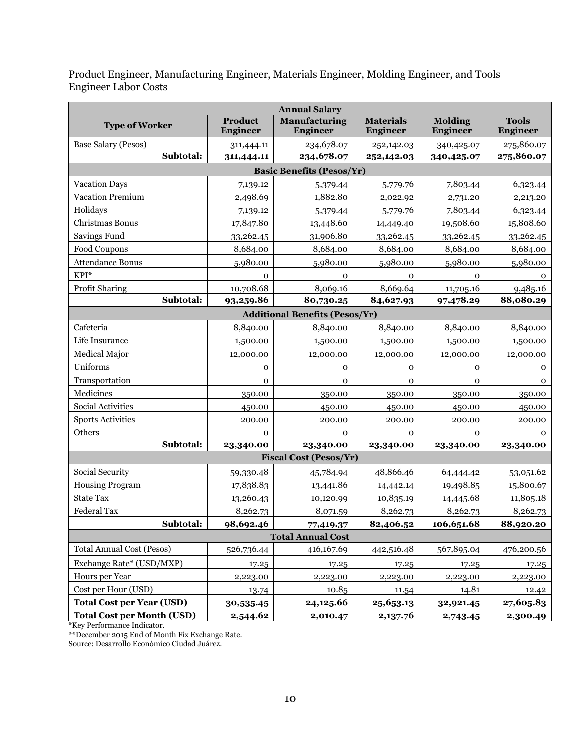Product Engineer, Manufacturing Engineer, Materials Engineer, Molding Engineer, and Tools Engineer Labor Costs

| **Annual Salary** | | | | | |
|---|---|---|---|---|---|
| **Type of Worker** | **Product Engineer** | **Manufacturing Engineer** | **Materials Engineer** | **Molding Engineer** | **Tools Engineer** |
| Base Salary (Pesos) | 311,444.11 | 234,678.07 | 252,142.03 | 340,425.07 | 275,860.07 |
| **Subtotal:** | **311,444.11** | **234,678.07** | **252,142.03** | **340,425.07** | **275,860.07** |
| **Basic Benefits (Pesos/Yr)** | | | | | |
| Vacation Days | 7,139.12 | 5,379.44 | 5,779.76 | 7,803.44 | 6,323.44 |
| Vacation Premium | 2,498.69 | 1,882.80 | 2,022.92 | 2,731.20 | 2,213.20 |
| Holidays | 7,139.12 | 5,379.44 | 5,779.76 | 7,803.44 | 6,323.44 |
| Christmas Bonus | 17,847.80 | 13,448.60 | 14,449.40 | 19,508.60 | 15,808.60 |
| Savings Fund | 33,262.45 | 31,906.80 | 33,262.45 | 33,262.45 | 33,262.45 |
| Food Coupons | 8,684.00 | 8,684.00 | 8,684.00 | 8,684.00 | 8,684.00 |
| Attendance Bonus | 5,980.00 | 5,980.00 | 5,980.00 | 5,980.00 | 5,980.00 |
| KPI* | 0 | 0 | 0 | 0 | 0 |
| Profit Sharing | 10,708.68 | 8,069.16 | 8,669.64 | 11,705.16 | 9,485.16 |
| **Subtotal:** | **93,259.86** | **80,730.25** | **84,627.93** | **97,478.29** | **88,080.29** |
| **Additional Benefits (Pesos/Yr)** | | | | | |
| Cafeteria | 8,840.00 | 8,840.00 | 8,840.00 | 8,840.00 | 8,840.00 |
| Life Insurance | 1,500.00 | 1,500.00 | 1,500.00 | 1,500.00 | 1,500.00 |
| Medical Major | 12,000.00 | 12,000.00 | 12,000.00 | 12,000.00 | 12,000.00 |
| Uniforms | 0 | 0 | 0 | 0 | 0 |
| Transportation | 0 | 0 | 0 | 0 | 0 |
| Medicines | 350.00 | 350.00 | 350.00 | 350.00 | 350.00 |
| Social Activities | 450.00 | 450.00 | 450.00 | 450.00 | 450.00 |
| Sports Activities | 200.00 | 200.00 | 200.00 | 200.00 | 200.00 |
| Others | 0 | 0 | 0 | 0 | 0 |
| **Subtotal:** | **23,340.00** | **23,340.00** | **23,340.00** | **23,340.00** | **23,340.00** |
| **Fiscal Cost (Pesos/Yr)** | | | | | |
| Social Security | 59,330.48 | 45,784.94 | 48,866.46 | 64,444.42 | 53,051.62 |
| Housing Program | 17,838.83 | 13,441.86 | 14,442.14 | 19,498.85 | 15,800.67 |
| State Tax | 13,260.43 | 10,120.99 | 10,835.19 | 14,445.68 | 11,805.18 |
| Federal Tax | 8,262.73 | 8,071.59 | 8,262.73 | 8,262.73 | 8,262.73 |
| **Subtotal:** | **98,692.46** | **77,419.37** | **82,406.52** | **106,651.68** | **88,920.20** |
| **Total Annual Cost** | | | | | |
| Total Annual Cost (Pesos) | 526,736.44 | 416,167.69 | 442,516.48 | 567,895.04 | 476,200.56 |
| Exchange Rate* (USD/MXP) | 17.25 | 17.25 | 17.25 | 17.25 | 17.25 |
| Hours per Year | 2,223.00 | 2,223.00 | 2,223.00 | 2,223.00 | 2,223.00 |
| Cost per Hour (USD) | 13.74 | 10.85 | 11.54 | 14.81 | 12.42 |
| **Total Cost per Year (USD)** | **30,535.45** | **24,125.66** | **25,653.13** | **32,921.45** | **27,605.83** |
| **Total Cost per Month (USD)** | **2,544.62** | **2,010.47** | **2,137.76** | **2,743.45** | **2,300.49** |

*Key Performance Indicator.

**December 2015 End of Month Fix Exchange Rate.

Source: Desarrollo Económico Ciudad Juárez.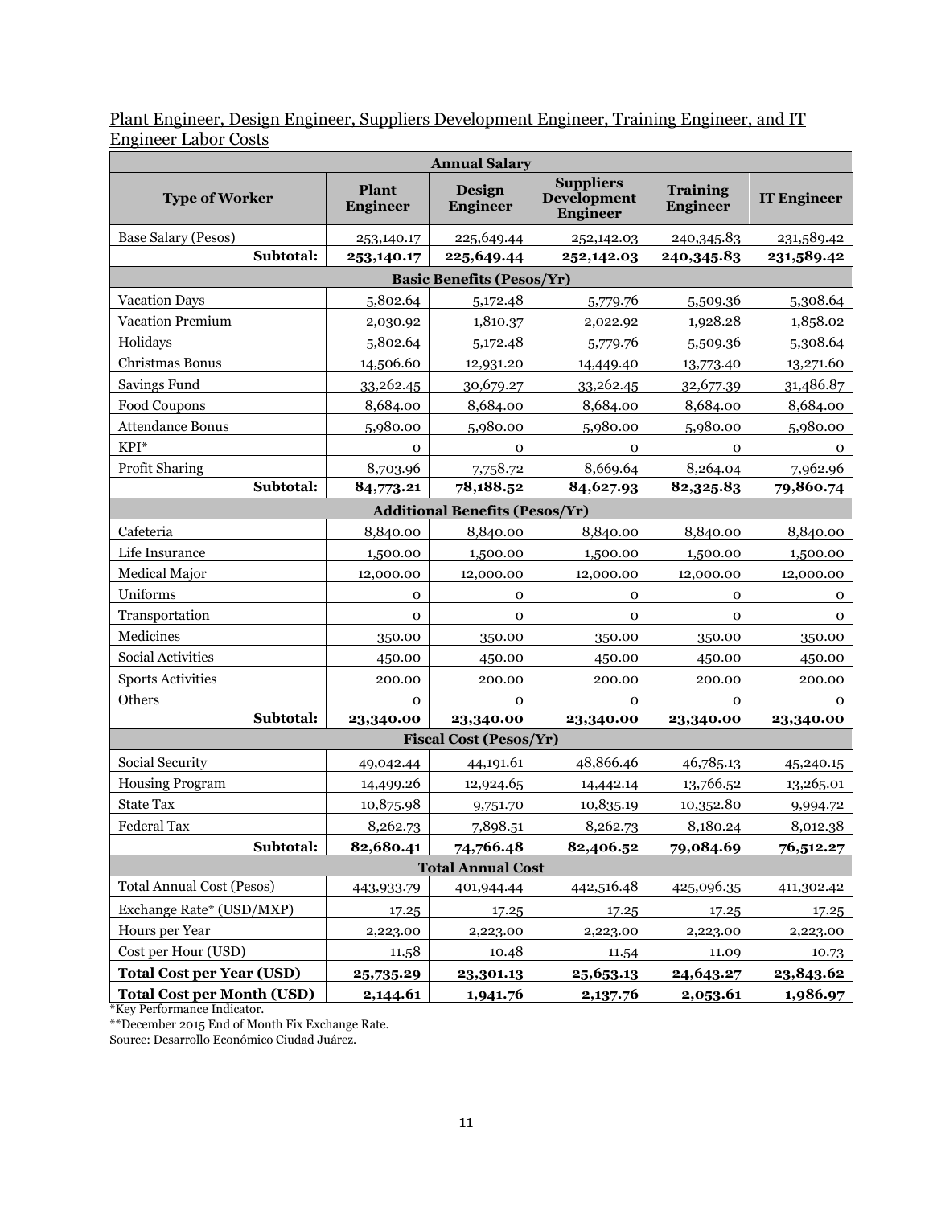<u>Plant Engineer, Design Engineer, Suppliers Development Engineer, Training Engineer, and IT Engineer Labor Costs</u>

| Annual Salary | | | | | |
|---|---|---|---|---|---|
| **Type of Worker** | **Plant Engineer** | **Design Engineer** | **Suppliers Development Engineer** | **Training Engineer** | **IT Engineer** |
| Base Salary (Pesos) | 253,140.17 | 225,649.44 | 252,142.03 | 240,345.83 | 231,589.42 |
| **Subtotal:** | **253,140.17** | **225,649.44** | **252,142.03** | **240,345.83** | **231,589.42** |
| **Basic Benefits (Pesos/Yr)** | | | | | |
| Vacation Days | 5,802.64 | 5,172.48 | 5,779.76 | 5,509.36 | 5,308.64 |
| Vacation Premium | 2,030.92 | 1,810.37 | 2,022.92 | 1,928.28 | 1,858.02 |
| Holidays | 5,802.64 | 5,172.48 | 5,779.76 | 5,509.36 | 5,308.64 |
| Christmas Bonus | 14,506.60 | 12,931.20 | 14,449.40 | 13,773.40 | 13,271.60 |
| Savings Fund | 33,262.45 | 30,679.27 | 33,262.45 | 32,677.39 | 31,486.87 |
| Food Coupons | 8,684.00 | 8,684.00 | 8,684.00 | 8,684.00 | 8,684.00 |
| Attendance Bonus | 5,980.00 | 5,980.00 | 5,980.00 | 5,980.00 | 5,980.00 |
| KPI* | 0 | 0 | 0 | 0 | 0 |
| Profit Sharing | 8,703.96 | 7,758.72 | 8,669.64 | 8,264.04 | 7,962.96 |
| **Subtotal:** | **84,773.21** | **78,188.52** | **84,627.93** | **82,325.83** | **79,860.74** |
| **Additional Benefits (Pesos/Yr)** | | | | | |
| Cafeteria | 8,840.00 | 8,840.00 | 8,840.00 | 8,840.00 | 8,840.00 |
| Life Insurance | 1,500.00 | 1,500.00 | 1,500.00 | 1,500.00 | 1,500.00 |
| Medical Major | 12,000.00 | 12,000.00 | 12,000.00 | 12,000.00 | 12,000.00 |
| Uniforms | 0 | 0 | 0 | 0 | 0 |
| Transportation | 0 | 0 | 0 | 0 | 0 |
| Medicines | 350.00 | 350.00 | 350.00 | 350.00 | 350.00 |
| Social Activities | 450.00 | 450.00 | 450.00 | 450.00 | 450.00 |
| Sports Activities | 200.00 | 200.00 | 200.00 | 200.00 | 200.00 |
| Others | 0 | 0 | 0 | 0 | 0 |
| **Subtotal:** | **23,340.00** | **23,340.00** | **23,340.00** | **23,340.00** | **23,340.00** |
| **Fiscal Cost (Pesos/Yr)** | | | | | |
| Social Security | 49,042.44 | 44,191.61 | 48,866.46 | 46,785.13 | 45,240.15 |
| Housing Program | 14,499.26 | 12,924.65 | 14,442.14 | 13,766.52 | 13,265.01 |
| State Tax | 10,875.98 | 9,751.70 | 10,835.19 | 10,352.80 | 9,994.72 |
| Federal Tax | 8,262.73 | 7,898.51 | 8,262.73 | 8,180.24 | 8,012.38 |
| **Subtotal:** | **82,680.41** | **74,766.48** | **82,406.52** | **79,084.69** | **76,512.27** |
| **Total Annual Cost** | | | | | |
| Total Annual Cost (Pesos) | 443,933.79 | 401,944.44 | 442,516.48 | 425,096.35 | 411,302.42 |
| Exchange Rate* (USD/MXP) | 17.25 | 17.25 | 17.25 | 17.25 | 17.25 |
| Hours per Year | 2,223.00 | 2,223.00 | 2,223.00 | 2,223.00 | 2,223.00 |
| Cost per Hour (USD) | 11.58 | 10.48 | 11.54 | 11.09 | 10.73 |
| **Total Cost per Year (USD)** | **25,735.29** | **23,301.13** | **25,653.13** | **24,643.27** | **23,843.62** |
| **Total Cost per Month (USD)** | **2,144.61** | **1,941.76** | **2,137.76** | **2,053.61** | **1,986.97** |

*Key Performance Indicator.

**December 2015 End of Month Fix Exchange Rate.

Source: Desarrollo Económico Ciudad Juárez.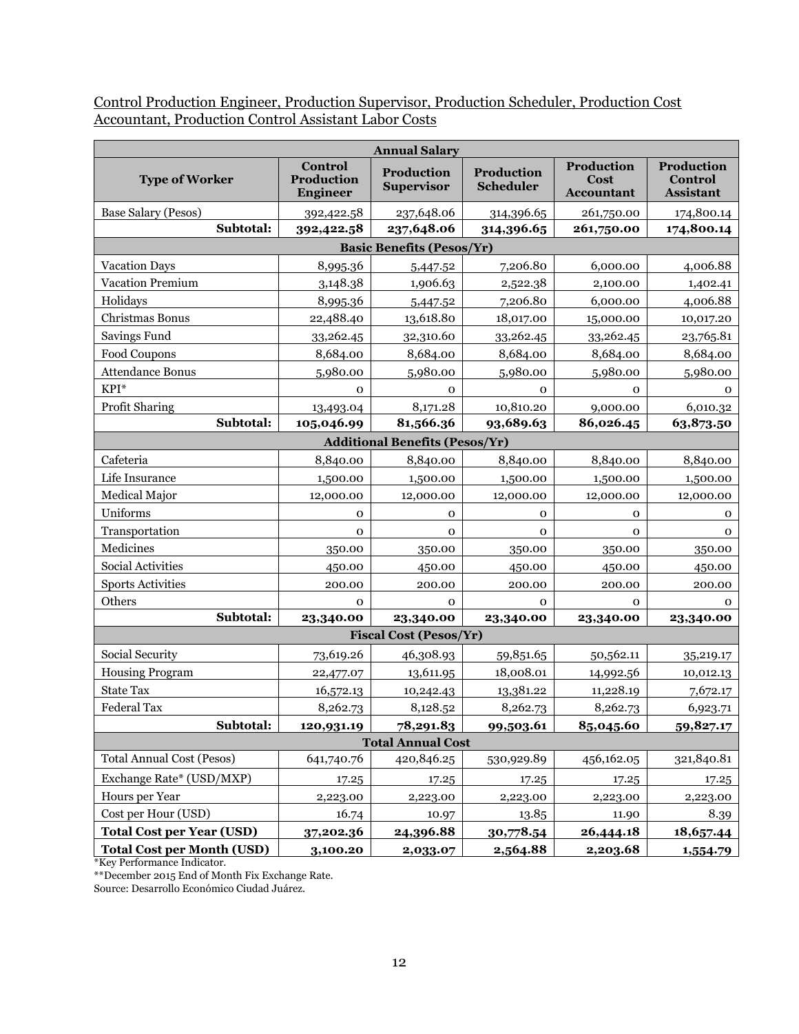Control Production Engineer, Production Supervisor, Production Scheduler, Production Cost Accountant, Production Control Assistant Labor Costs

| Annual Salary | | | | | |
|---|---|---|---|---|---|
| **Type of Worker** | **Control Production Engineer** | **Production Supervisor** | **Production Scheduler** | **Production Cost Accountant** | **Production Control Assistant** |
| Base Salary (Pesos) | 392,422.58 | 237,648.06 | 314,396.65 | 261,750.00 | 174,800.14 |
| **Subtotal:** | **392,422.58** | **237,648.06** | **314,396.65** | **261,750.00** | **174,800.14** |
| **Basic Benefits (Pesos/Yr)** | | | | | |
| Vacation Days | 8,995.36 | 5,447.52 | 7,206.80 | 6,000.00 | 4,006.88 |
| Vacation Premium | 3,148.38 | 1,906.63 | 2,522.38 | 2,100.00 | 1,402.41 |
| Holidays | 8,995.36 | 5,447.52 | 7,206.80 | 6,000.00 | 4,006.88 |
| Christmas Bonus | 22,488.40 | 13,618.80 | 18,017.00 | 15,000.00 | 10,017.20 |
| Savings Fund | 33,262.45 | 32,310.60 | 33,262.45 | 33,262.45 | 23,765.81 |
| Food Coupons | 8,684.00 | 8,684.00 | 8,684.00 | 8,684.00 | 8,684.00 |
| Attendance Bonus | 5,980.00 | 5,980.00 | 5,980.00 | 5,980.00 | 5,980.00 |
| KPI* | 0 | 0 | 0 | 0 | 0 |
| Profit Sharing | 13,493.04 | 8,171.28 | 10,810.20 | 9,000.00 | 6,010.32 |
| **Subtotal:** | **105,046.99** | **81,566.36** | **93,689.63** | **86,026.45** | **63,873.50** |
| **Additional Benefits (Pesos/Yr)** | | | | | |
| Cafeteria | 8,840.00 | 8,840.00 | 8,840.00 | 8,840.00 | 8,840.00 |
| Life Insurance | 1,500.00 | 1,500.00 | 1,500.00 | 1,500.00 | 1,500.00 |
| Medical Major | 12,000.00 | 12,000.00 | 12,000.00 | 12,000.00 | 12,000.00 |
| Uniforms | 0 | 0 | 0 | 0 | 0 |
| Transportation | 0 | 0 | 0 | 0 | 0 |
| Medicines | 350.00 | 350.00 | 350.00 | 350.00 | 350.00 |
| Social Activities | 450.00 | 450.00 | 450.00 | 450.00 | 450.00 |
| Sports Activities | 200.00 | 200.00 | 200.00 | 200.00 | 200.00 |
| Others | 0 | 0 | 0 | 0 | 0 |
| **Subtotal:** | **23,340.00** | **23,340.00** | **23,340.00** | **23,340.00** | **23,340.00** |
| **Fiscal Cost (Pesos/Yr)** | | | | | |
| Social Security | 73,619.26 | 46,308.93 | 59,851.65 | 50,562.11 | 35,219.17 |
| Housing Program | 22,477.07 | 13,611.95 | 18,008.01 | 14,992.56 | 10,012.13 |
| State Tax | 16,572.13 | 10,242.43 | 13,381.22 | 11,228.19 | 7,672.17 |
| Federal Tax | 8,262.73 | 8,128.52 | 8,262.73 | 8,262.73 | 6,923.71 |
| **Subtotal:** | **120,931.19** | **78,291.83** | **99,503.61** | **85,045.60** | **59,827.17** |
| **Total Annual Cost** | | | | | |
| Total Annual Cost (Pesos) | 641,740.76 | 420,846.25 | 530,929.89 | 456,162.05 | 321,840.81 |
| Exchange Rate* (USD/MXP) | 17.25 | 17.25 | 17.25 | 17.25 | 17.25 |
| Hours per Year | 2,223.00 | 2,223.00 | 2,223.00 | 2,223.00 | 2,223.00 |
| Cost per Hour (USD) | 16.74 | 10.97 | 13.85 | 11.90 | 8.39 |
| **Total Cost per Year (USD)** | **37,202.36** | **24,396.88** | **30,778.54** | **26,444.18** | **18,657.44** |
| **Total Cost per Month (USD)** | **3,100.20** | **2,033.07** | **2,564.88** | **2,203.68** | **1,554.79** |

*Key Performance Indicator.

**December 2015 End of Month Fix Exchange Rate.

Source: Desarrollo Económico Ciudad Juárez.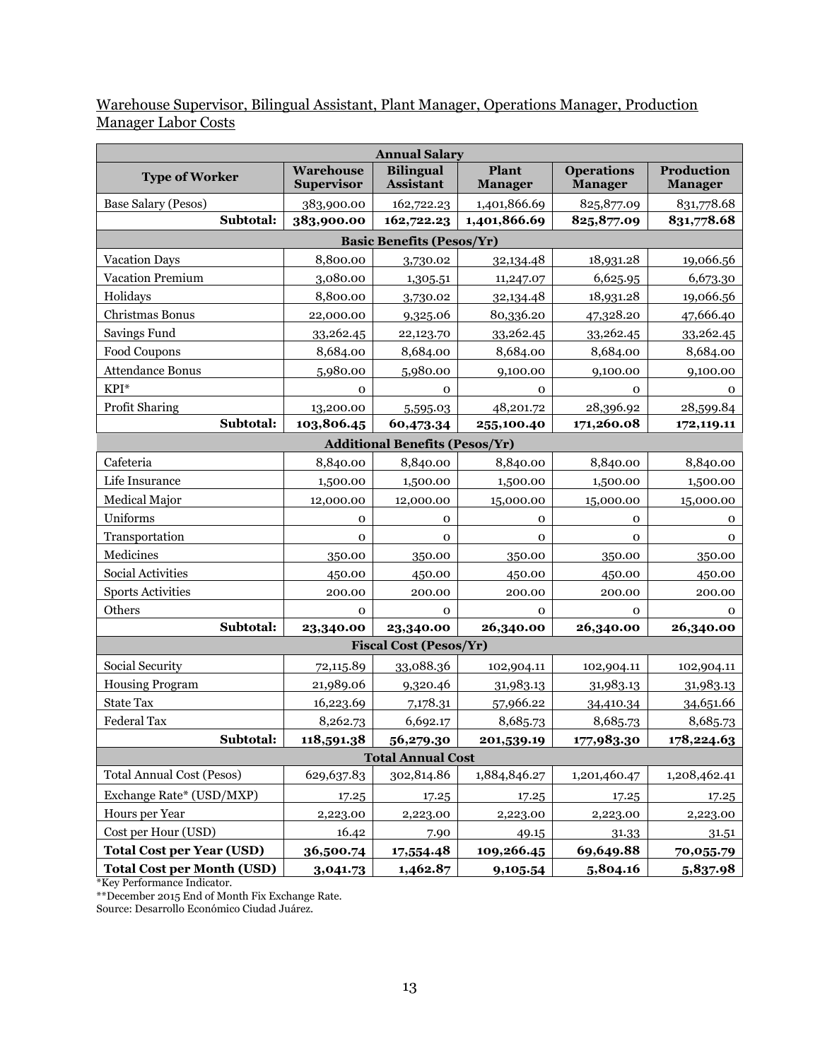Warehouse Supervisor, Bilingual Assistant, Plant Manager, Operations Manager, Production Manager Labor Costs

| **Annual Salary** | | | | | |
|---|---|---|---|---|---|
| **Type of Worker** | **Warehouse Supervisor** | **Bilingual Assistant** | **Plant Manager** | **Operations Manager** | **Production Manager** |
| Base Salary (Pesos) | 383,900.00 | 162,722.23 | 1,401,866.69 | 825,877.09 | 831,778.68 |
| **Subtotal:** | **383,900.00** | **162,722.23** | **1,401,866.69** | **825,877.09** | **831,778.68** |
| **Basic Benefits (Pesos/Yr)** | | | | | |
| Vacation Days | 8,800.00 | 3,730.02 | 32,134.48 | 18,931.28 | 19,066.56 |
| Vacation Premium | 3,080.00 | 1,305.51 | 11,247.07 | 6,625.95 | 6,673.30 |
| Holidays | 8,800.00 | 3,730.02 | 32,134.48 | 18,931.28 | 19,066.56 |
| Christmas Bonus | 22,000.00 | 9,325.06 | 80,336.20 | 47,328.20 | 47,666.40 |
| Savings Fund | 33,262.45 | 22,123.70 | 33,262.45 | 33,262.45 | 33,262.45 |
| Food Coupons | 8,684.00 | 8,684.00 | 8,684.00 | 8,684.00 | 8,684.00 |
| Attendance Bonus | 5,980.00 | 5,980.00 | 9,100.00 | 9,100.00 | 9,100.00 |
| KPI* | 0 | 0 | 0 | 0 | 0 |
| Profit Sharing | 13,200.00 | 5,595.03 | 48,201.72 | 28,396.92 | 28,599.84 |
| **Subtotal:** | **103,806.45** | **60,473.34** | **255,100.40** | **171,260.08** | **172,119.11** |
| **Additional Benefits (Pesos/Yr)** | | | | | |
| Cafeteria | 8,840.00 | 8,840.00 | 8,840.00 | 8,840.00 | 8,840.00 |
| Life Insurance | 1,500.00 | 1,500.00 | 1,500.00 | 1,500.00 | 1,500.00 |
| Medical Major | 12,000.00 | 12,000.00 | 15,000.00 | 15,000.00 | 15,000.00 |
| Uniforms | 0 | 0 | 0 | 0 | 0 |
| Transportation | 0 | 0 | 0 | 0 | 0 |
| Medicines | 350.00 | 350.00 | 350.00 | 350.00 | 350.00 |
| Social Activities | 450.00 | 450.00 | 450.00 | 450.00 | 450.00 |
| Sports Activities | 200.00 | 200.00 | 200.00 | 200.00 | 200.00 |
| Others | 0 | 0 | 0 | 0 | 0 |
| **Subtotal:** | **23,340.00** | **23,340.00** | **26,340.00** | **26,340.00** | **26,340.00** |
| **Fiscal Cost (Pesos/Yr)** | | | | | |
| Social Security | 72,115.89 | 33,088.36 | 102,904.11 | 102,904.11 | 102,904.11 |
| Housing Program | 21,989.06 | 9,320.46 | 31,983.13 | 31,983.13 | 31,983.13 |
| State Tax | 16,223.69 | 7,178.31 | 57,966.22 | 34,410.34 | 34,651.66 |
| Federal Tax | 8,262.73 | 6,692.17 | 8,685.73 | 8,685.73 | 8,685.73 |
| **Subtotal:** | **118,591.38** | **56,279.30** | **201,539.19** | **177,983.30** | **178,224.63** |
| **Total Annual Cost** | | | | | |
| Total Annual Cost (Pesos) | 629,637.83 | 302,814.86 | 1,884,846.27 | 1,201,460.47 | 1,208,462.41 |
| Exchange Rate* (USD/MXP) | 17.25 | 17.25 | 17.25 | 17.25 | 17.25 |
| Hours per Year | 2,223.00 | 2,223.00 | 2,223.00 | 2,223.00 | 2,223.00 |
| Cost per Hour (USD) | 16.42 | 7.90 | 49.15 | 31.33 | 31.51 |
| **Total Cost per Year (USD)** | **36,500.74** | **17,554.48** | **109,266.45** | **69,649.88** | **70,055.79** |
| **Total Cost per Month (USD)** | **3,041.73** | **1,462.87** | **9,105.54** | **5,804.16** | **5,837.98** |

*Key Performance Indicator.
**December 2015 End of Month Fix Exchange Rate.
Source: Desarrollo Económico Ciudad Juárez.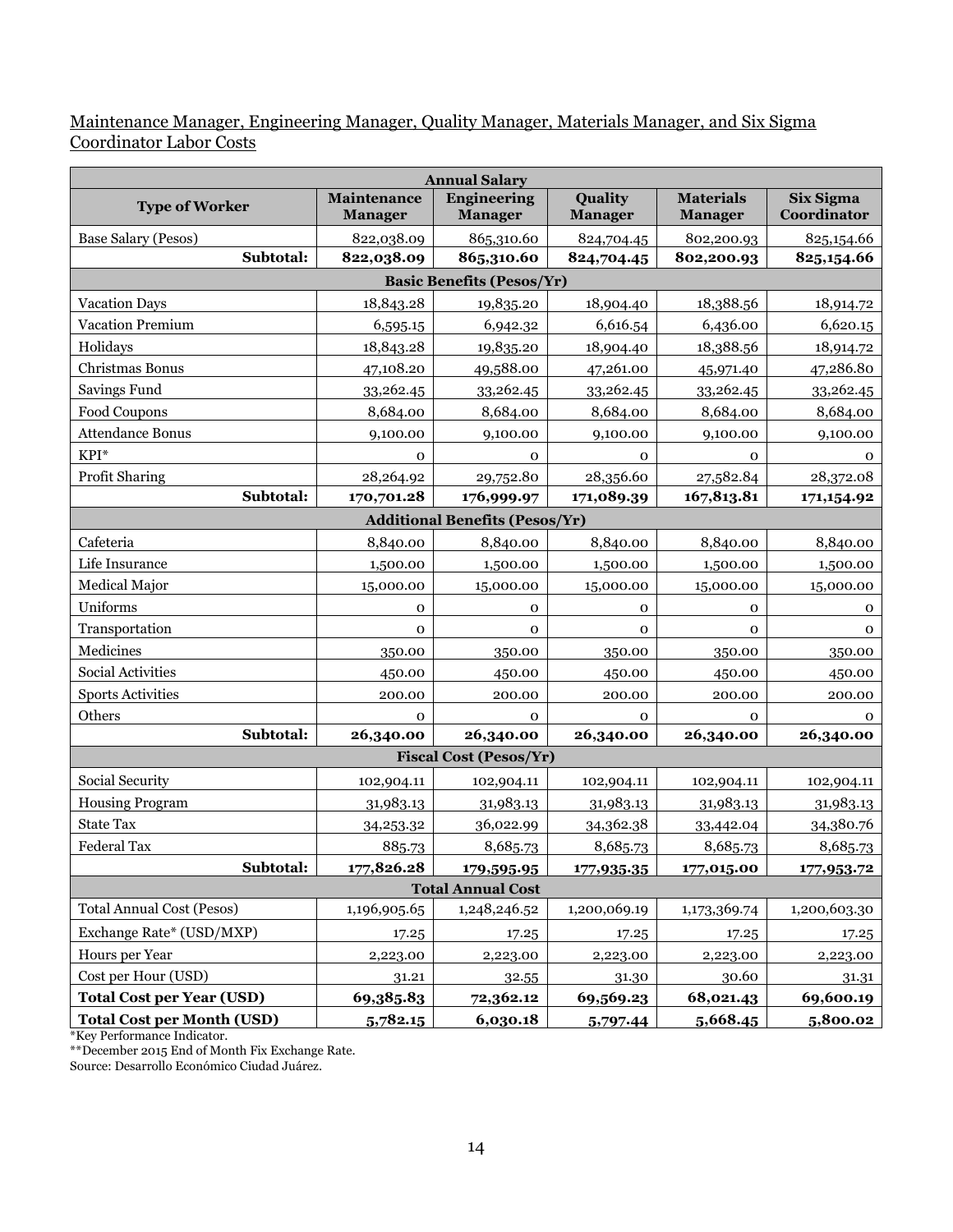Maintenance Manager, Engineering Manager, Quality Manager, Materials Manager, and Six Sigma Coordinator Labor Costs

| Annual Salary | | | | | |
|---|---|---|---|---|---|
| **Type of Worker** | **Maintenance Manager** | **Engineering Manager** | **Quality Manager** | **Materials Manager** | **Six Sigma Coordinator** |
| Base Salary (Pesos) | 822,038.09 | 865,310.60 | 824,704.45 | 802,200.93 | 825,154.66 |
| **Subtotal:** | **822,038.09** | **865,310.60** | **824,704.45** | **802,200.93** | **825,154.66** |
| **Basic Benefits (Pesos/Yr)** | | | | | |
| Vacation Days | 18,843.28 | 19,835.20 | 18,904.40 | 18,388.56 | 18,914.72 |
| Vacation Premium | 6,595.15 | 6,942.32 | 6,616.54 | 6,436.00 | 6,620.15 |
| Holidays | 18,843.28 | 19,835.20 | 18,904.40 | 18,388.56 | 18,914.72 |
| Christmas Bonus | 47,108.20 | 49,588.00 | 47,261.00 | 45,971.40 | 47,286.80 |
| Savings Fund | 33,262.45 | 33,262.45 | 33,262.45 | 33,262.45 | 33,262.45 |
| Food Coupons | 8,684.00 | 8,684.00 | 8,684.00 | 8,684.00 | 8,684.00 |
| Attendance Bonus | 9,100.00 | 9,100.00 | 9,100.00 | 9,100.00 | 9,100.00 |
| KPI* | 0 | 0 | 0 | 0 | 0 |
| Profit Sharing | 28,264.92 | 29,752.80 | 28,356.60 | 27,582.84 | 28,372.08 |
| **Subtotal:** | **170,701.28** | **176,999.97** | **171,089.39** | **167,813.81** | **171,154.92** |
| **Additional Benefits (Pesos/Yr)** | | | | | |
| Cafeteria | 8,840.00 | 8,840.00 | 8,840.00 | 8,840.00 | 8,840.00 |
| Life Insurance | 1,500.00 | 1,500.00 | 1,500.00 | 1,500.00 | 1,500.00 |
| Medical Major | 15,000.00 | 15,000.00 | 15,000.00 | 15,000.00 | 15,000.00 |
| Uniforms | 0 | 0 | 0 | 0 | 0 |
| Transportation | 0 | 0 | 0 | 0 | 0 |
| Medicines | 350.00 | 350.00 | 350.00 | 350.00 | 350.00 |
| Social Activities | 450.00 | 450.00 | 450.00 | 450.00 | 450.00 |
| Sports Activities | 200.00 | 200.00 | 200.00 | 200.00 | 200.00 |
| Others | 0 | 0 | 0 | 0 | 0 |
| **Subtotal:** | **26,340.00** | **26,340.00** | **26,340.00** | **26,340.00** | **26,340.00** |
| **Fiscal Cost (Pesos/Yr)** | | | | | |
| Social Security | 102,904.11 | 102,904.11 | 102,904.11 | 102,904.11 | 102,904.11 |
| Housing Program | 31,983.13 | 31,983.13 | 31,983.13 | 31,983.13 | 31,983.13 |
| State Tax | 34,253.32 | 36,022.99 | 34,362.38 | 33,442.04 | 34,380.76 |
| Federal Tax | 885.73 | 8,685.73 | 8,685.73 | 8,685.73 | 8,685.73 |
| **Subtotal:** | **177,826.28** | **179,595.95** | **177,935.35** | **177,015.00** | **177,953.72** |
| **Total Annual Cost** | | | | | |
| Total Annual Cost (Pesos) | 1,196,905.65 | 1,248,246.52 | 1,200,069.19 | 1,173,369.74 | 1,200,603.30 |
| Exchange Rate* (USD/MXP) | 17.25 | 17.25 | 17.25 | 17.25 | 17.25 |
| Hours per Year | 2,223.00 | 2,223.00 | 2,223.00 | 2,223.00 | 2,223.00 |
| Cost per Hour (USD) | 31.21 | 32.55 | 31.30 | 30.60 | 31.31 |
| **Total Cost per Year (USD)** | **69,385.83** | **72,362.12** | **69,569.23** | **68,021.43** | **69,600.19** |
| **Total Cost per Month (USD)** | **5,782.15** | **6,030.18** | **5,797.44** | **5,668.45** | **5,800.02** |

*Key Performance Indicator.
**December 2015 End of Month Fix Exchange Rate.
Source: Desarrollo Económico Ciudad Juárez.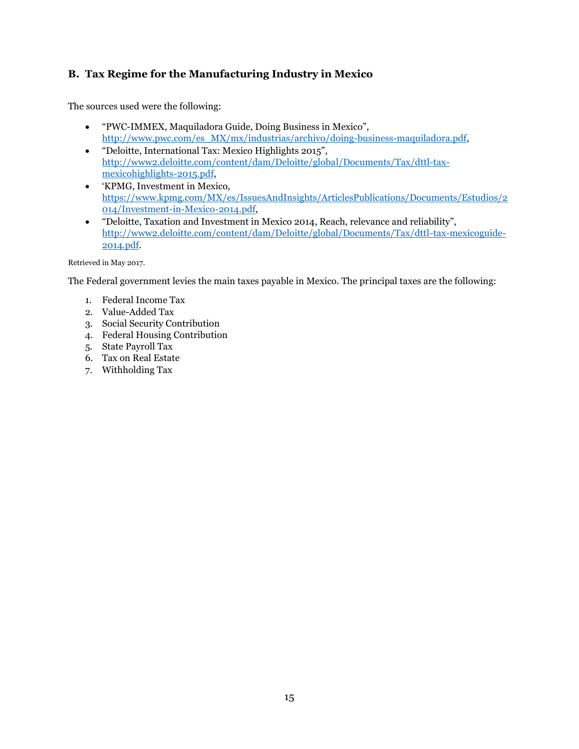## B. Tax Regime for the Manufacturing Industry in Mexico

The sources used were the following:

- "PWC-IMMEX, Maquiladora Guide, Doing Business in Mexico", [http://www.pwc.com/es_MX/mx/industrias/archivo/doing-business-maquiladora.pdf](http://www.pwc.com/es_MX/mx/industrias/archivo/doing-business-maquiladora.pdf),
- "Deloitte, International Tax: Mexico Highlights 2015", [http://www2.deloitte.com/content/dam/Deloitte/global/Documents/Tax/dttl-tax-mexicohighlights-2015.pdf](http://www2.deloitte.com/content/dam/Deloitte/global/Documents/Tax/dttl-tax-mexicohighlights-2015.pdf),
- 'KPMG, Investment in Mexico, [https://www.kpmg.com/MX/es/IssuesAndInsights/ArticlesPublications/Documents/Estudios/2014/Investment-in-Mexico-2014.pdf](https://www.kpmg.com/MX/es/IssuesAndInsights/ArticlesPublications/Documents/Estudios/2014/Investment-in-Mexico-2014.pdf),
- "Deloitte, Taxation and Investment in Mexico 2014, Reach, relevance and reliability", [http://www2.deloitte.com/content/dam/Deloitte/global/Documents/Tax/dttl-tax-mexicoguide-2014.pdf](http://www2.deloitte.com/content/dam/Deloitte/global/Documents/Tax/dttl-tax-mexicoguide-2014.pdf).

Retrieved in May 2017.

The Federal government levies the main taxes payable in Mexico. The principal taxes are the following:

1. Federal Income Tax
2. Value-Added Tax
3. Social Security Contribution
4. Federal Housing Contribution
5. State Payroll Tax
6. Tax on Real Estate
7. Withholding Tax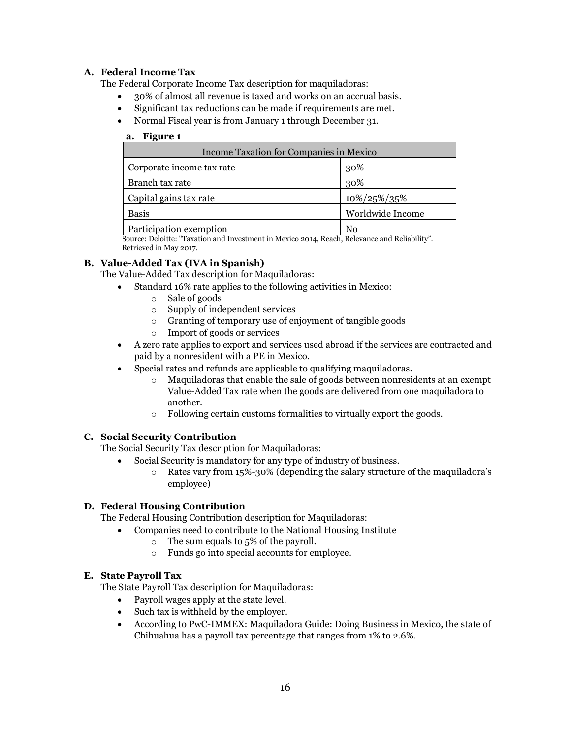### A. Federal Income Tax

The Federal Corporate Income Tax description for maquiladoras:

- 30% of almost all revenue is taxed and works on an accrual basis.
- Significant tax reductions can be made if requirements are met.
- Normal Fiscal year is from January 1 through December 31.

**a. Figure 1**

| Income Taxation for Companies in Mexico | |
|---|---|
| Corporate income tax rate | 30% |
| Branch tax rate | 30% |
| Capital gains tax rate | 10%/25%/35% |
| Basis | Worldwide Income |
| Participation exemption | No |

Source: Deloitte: "Taxation and Investment in Mexico 2014, Reach, Relevance and Reliability". Retrieved in May 2017.

### B. Value-Added Tax (IVA in Spanish)

The Value-Added Tax description for Maquiladoras:

- Standard 16% rate applies to the following activities in Mexico:
  - Sale of goods
  - Supply of independent services
  - Granting of temporary use of enjoyment of tangible goods
  - Import of goods or services
- A zero rate applies to export and services used abroad if the services are contracted and paid by a nonresident with a PE in Mexico.
- Special rates and refunds are applicable to qualifying maquiladoras.
  - Maquiladoras that enable the sale of goods between nonresidents at an exempt Value-Added Tax rate when the goods are delivered from one maquiladora to another.
  - Following certain customs formalities to virtually export the goods.

### C. Social Security Contribution

The Social Security Tax description for Maquiladoras:

- Social Security is mandatory for any type of industry of business.
  - Rates vary from 15%-30% (depending the salary structure of the maquiladora's employee)

### D. Federal Housing Contribution

The Federal Housing Contribution description for Maquiladoras:

- Companies need to contribute to the National Housing Institute
  - The sum equals to 5% of the payroll.
  - Funds go into special accounts for employee.

### E. State Payroll Tax

The State Payroll Tax description for Maquiladoras:

- Payroll wages apply at the state level.
- Such tax is withheld by the employer.
- According to PwC-IMMEX: Maquiladora Guide: Doing Business in Mexico, the state of Chihuahua has a payroll tax percentage that ranges from 1% to 2.6%.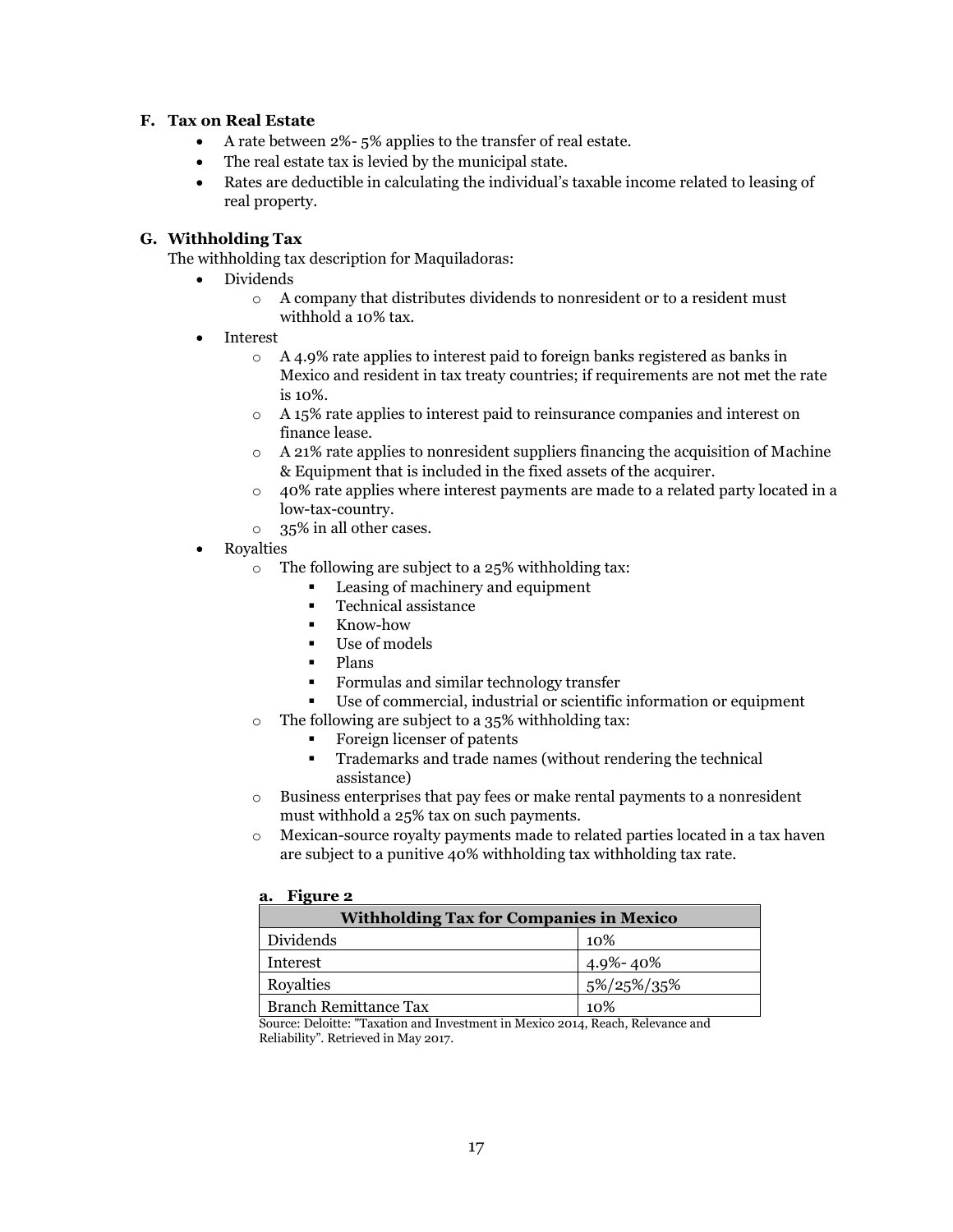### F. Tax on Real Estate

- A rate between 2%- 5% applies to the transfer of real estate.
- The real estate tax is levied by the municipal state.
- Rates are deductible in calculating the individual's taxable income related to leasing of real property.

### G. Withholding Tax

The withholding tax description for Maquiladoras:

- Dividends
  - A company that distributes dividends to nonresident or to a resident must withhold a 10% tax.
- Interest
  - A 4.9% rate applies to interest paid to foreign banks registered as banks in Mexico and resident in tax treaty countries; if requirements are not met the rate is 10%.
  - A 15% rate applies to interest paid to reinsurance companies and interest on finance lease.
  - A 21% rate applies to nonresident suppliers financing the acquisition of Machine & Equipment that is included in the fixed assets of the acquirer.
  - 40% rate applies where interest payments are made to a related party located in a low-tax-country.
  - 35% in all other cases.
- Royalties
  - The following are subject to a 25% withholding tax:
    - Leasing of machinery and equipment
    - Technical assistance
    - Know-how
    - Use of models
    - Plans
    - Formulas and similar technology transfer
    - Use of commercial, industrial or scientific information or equipment
  - The following are subject to a 35% withholding tax:
    - Foreign licenser of patents
    - Trademarks and trade names (without rendering the technical assistance)
  - Business enterprises that pay fees or make rental payments to a nonresident must withhold a 25% tax on such payments.
  - Mexican-source royalty payments made to related parties located in a tax haven are subject to a punitive 40% withholding tax withholding tax rate.

**a. Figure 2**

| Withholding Tax for Companies in Mexico | |
|---|---|
| Dividends | 10% |
| Interest | 4.9%- 40% |
| Royalties | 5%/25%/35% |
| Branch Remittance Tax | 10% |

Source: Deloitte: "Taxation and Investment in Mexico 2014, Reach, Relevance and Reliability". Retrieved in May 2017.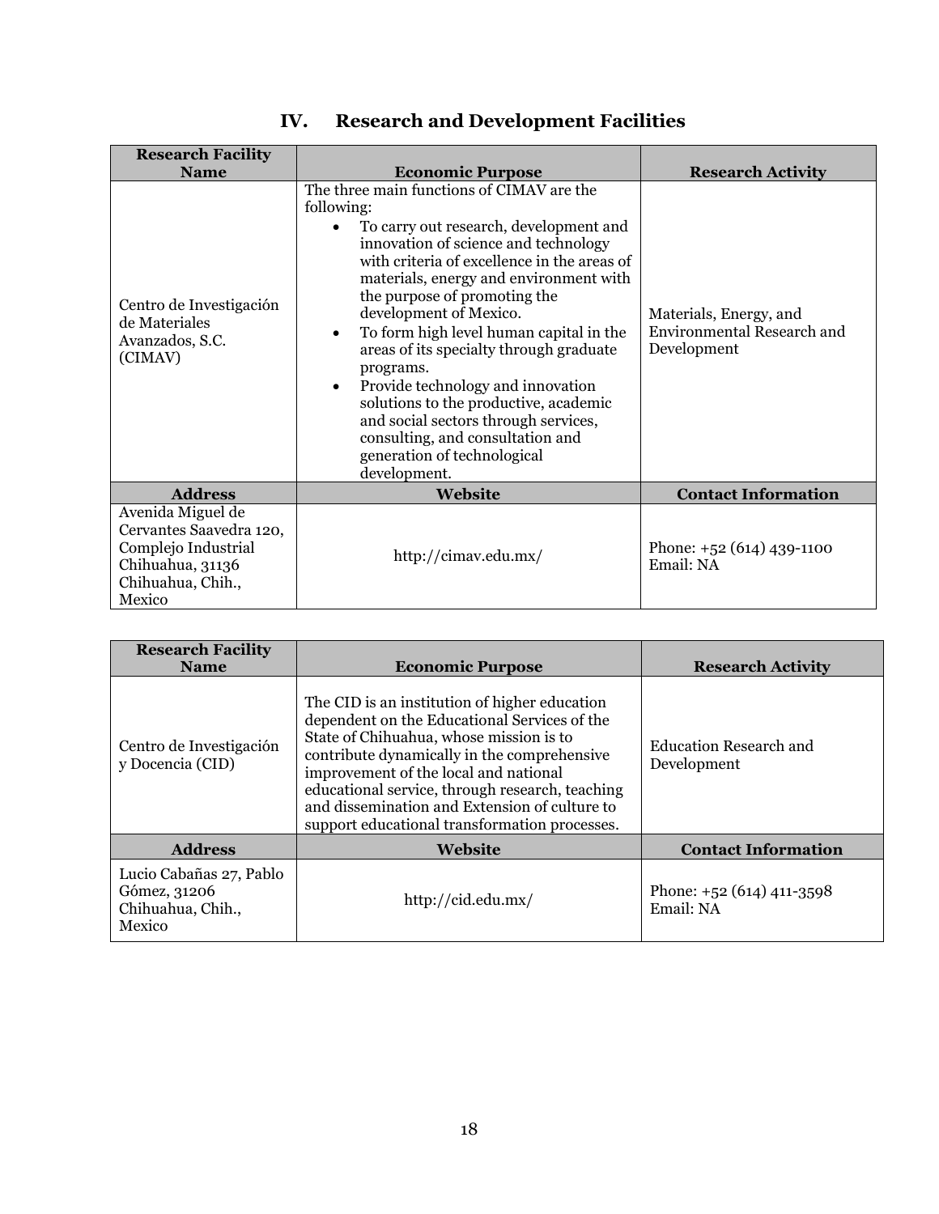## IV. Research and Development Facilities

| Research Facility Name | Economic Purpose | Research Activity |
|---|---|---|
| Centro de Investigación de Materiales Avanzados, S.C. (CIMAV) | The three main functions of CIMAV are the following: <br>• To carry out research, development and innovation of science and technology with criteria of excellence in the areas of materials, energy and environment with the purpose of promoting the development of Mexico. <br>• To form high level human capital in the areas of its specialty through graduate programs. <br>• Provide technology and innovation solutions to the productive, academic and social sectors through services, consulting, and consultation and generation of technological development. | Materials, Energy, and Environmental Research and Development |
| **Address** | **Website** | **Contact Information** |
| Avenida Miguel de Cervantes Saavedra 120, Complejo Industrial Chihuahua, 31136 Chihuahua, Chih., Mexico | http://cimav.edu.mx/ | Phone: +52 (614) 439-1100 <br>Email: NA |

| Research Facility Name | Economic Purpose | Research Activity |
|---|---|---|
| Centro de Investigación y Docencia (CID) | The CID is an institution of higher education dependent on the Educational Services of the State of Chihuahua, whose mission is to contribute dynamically in the comprehensive improvement of the local and national educational service, through research, teaching and dissemination and Extension of culture to support educational transformation processes. | Education Research and Development |
| **Address** | **Website** | **Contact Information** |
| Lucio Cabañas 27, Pablo Gómez, 31206 Chihuahua, Chih., Mexico | http://cid.edu.mx/ | Phone: +52 (614) 411-3598 <br>Email: NA |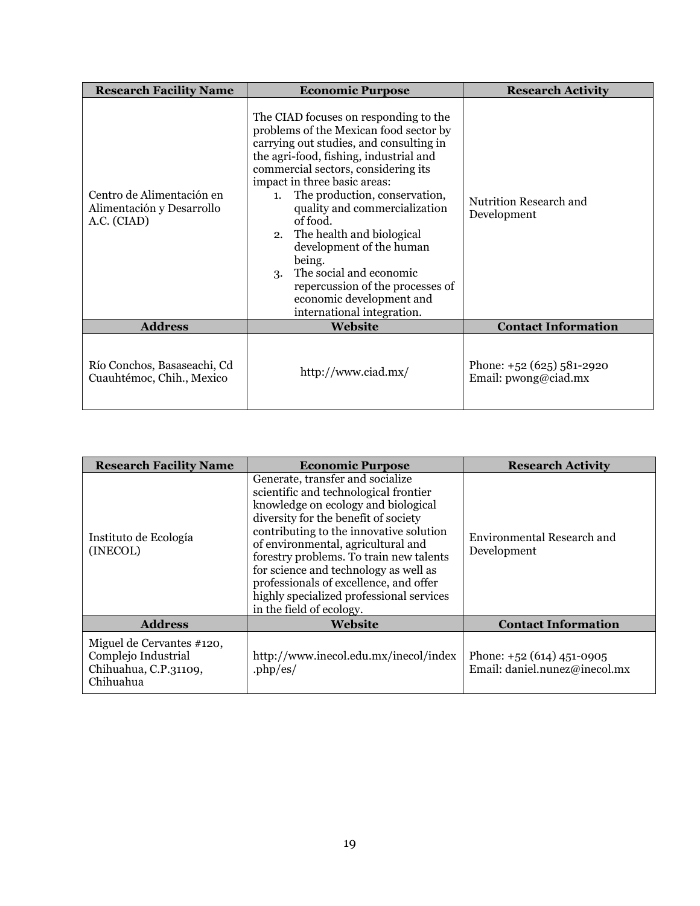| Research Facility Name | Economic Purpose | Research Activity |
|---|---|---|
| Centro de Alimentación en Alimentación y Desarrollo A.C. (CIAD) | The CIAD focuses on responding to the problems of the Mexican food sector by carrying out studies, and consulting in the agri-food, fishing, industrial and commercial sectors, considering its impact in three basic areas:<br>1. The production, conservation, quality and commercialization of food.<br>2. The health and biological development of the human being.<br>3. The social and economic repercussion of the processes of economic development and international integration. | Nutrition Research and Development |
| **Address** | **Website** | **Contact Information** |
| Río Conchos, Basaseachi, Cd Cuauhtémoc, Chih., Mexico | http://www.ciad.mx/ | Phone: +52 (625) 581-2920<br>Email: pwong@ciad.mx |

| Research Facility Name | Economic Purpose | Research Activity |
|---|---|---|
| Instituto de Ecología (INECOL) | Generate, transfer and socialize scientific and technological frontier knowledge on ecology and biological diversity for the benefit of society contributing to the innovative solution of environmental, agricultural and forestry problems. To train new talents for science and technology as well as professionals of excellence, and offer highly specialized professional services in the field of ecology. | Environmental Research and Development |
| **Address** | **Website** | **Contact Information** |
| Miguel de Cervantes #120, Complejo Industrial Chihuahua, C.P.31109, Chihuahua | http://www.inecol.edu.mx/inecol/index.php/es/ | Phone: +52 (614) 451-0905<br>Email: daniel.nunez@inecol.mx |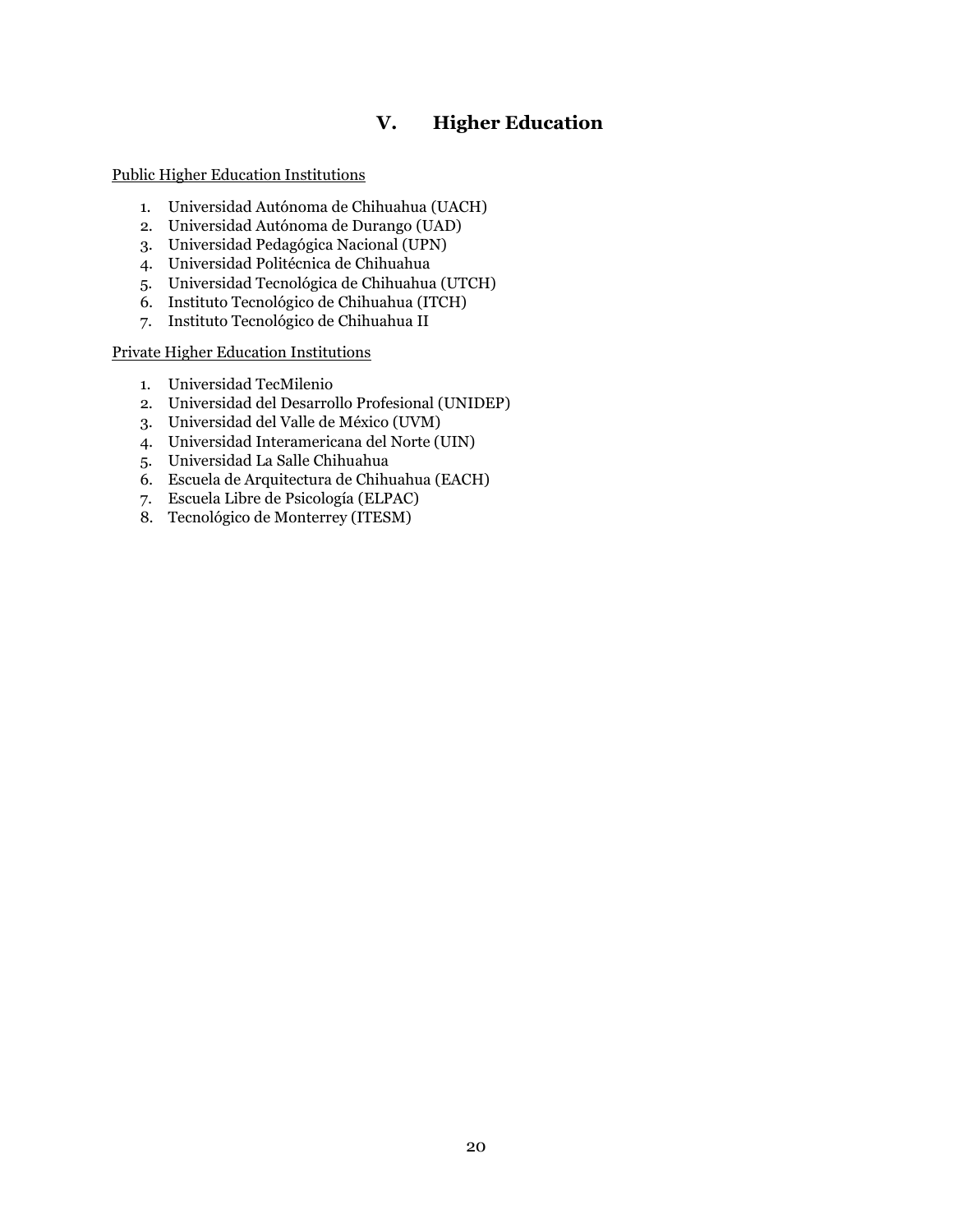# V. Higher Education

Public Higher Education Institutions

1. Universidad Autónoma de Chihuahua (UACH)
2. Universidad Autónoma de Durango (UAD)
3. Universidad Pedagógica Nacional (UPN)
4. Universidad Politécnica de Chihuahua
5. Universidad Tecnológica de Chihuahua (UTCH)
6. Instituto Tecnológico de Chihuahua (ITCH)
7. Instituto Tecnológico de Chihuahua II

Private Higher Education Institutions

1. Universidad TecMilenio
2. Universidad del Desarrollo Profesional (UNIDEP)
3. Universidad del Valle de México (UVM)
4. Universidad Interamericana del Norte (UIN)
5. Universidad La Salle Chihuahua
6. Escuela de Arquitectura de Chihuahua (EACH)
7. Escuela Libre de Psicología (ELPAC)
8. Tecnológico de Monterrey (ITESM)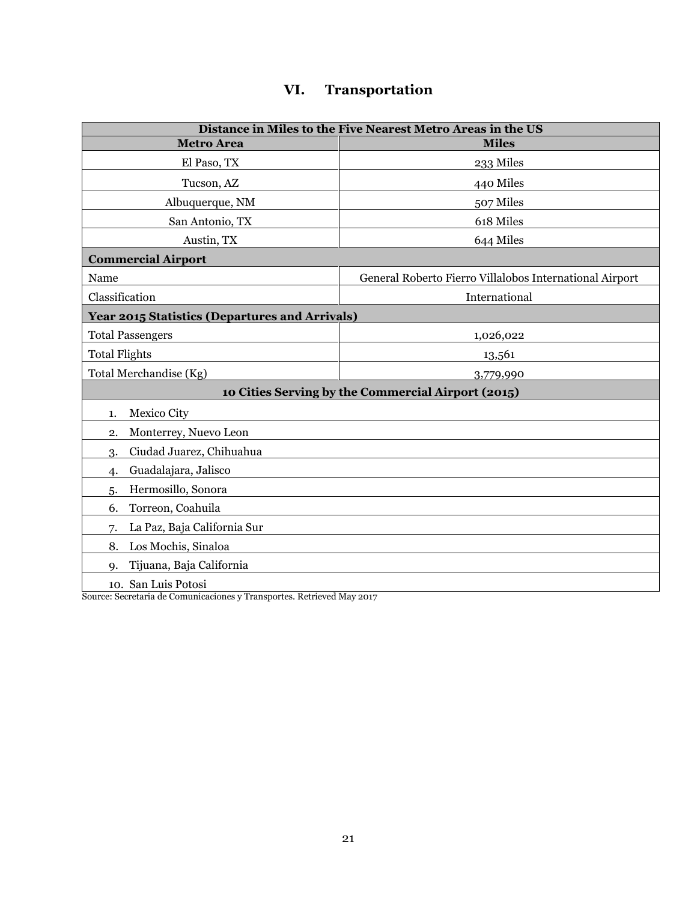# VI. Transportation

| Distance in Miles to the Five Nearest Metro Areas in the US | |
|---|---|
| **Metro Area** | **Miles** |
| El Paso, TX | 233 Miles |
| Tucson, AZ | 440 Miles |
| Albuquerque, NM | 507 Miles |
| San Antonio, TX | 618 Miles |
| Austin, TX | 644 Miles |
| **Commercial Airport** | |
| Name | General Roberto Fierro Villalobos International Airport |
| Classification | International |
| **Year 2015 Statistics (Departures and Arrivals)** | |
| Total Passengers | 1,026,022 |
| Total Flights | 13,561 |
| Total Merchandise (Kg) | 3,779,990 |
| **10 Cities Serving by the Commercial Airport (2015)** | |
| 1. Mexico City | |
| 2. Monterrey, Nuevo Leon | |
| 3. Ciudad Juarez, Chihuahua | |
| 4. Guadalajara, Jalisco | |
| 5. Hermosillo, Sonora | |
| 6. Torreon, Coahuila | |
| 7. La Paz, Baja California Sur | |
| 8. Los Mochis, Sinaloa | |
| 9. Tijuana, Baja California | |
| 10. San Luis Potosi | |

Source: Secretaria de Comunicaciones y Transportes. Retrieved May 2017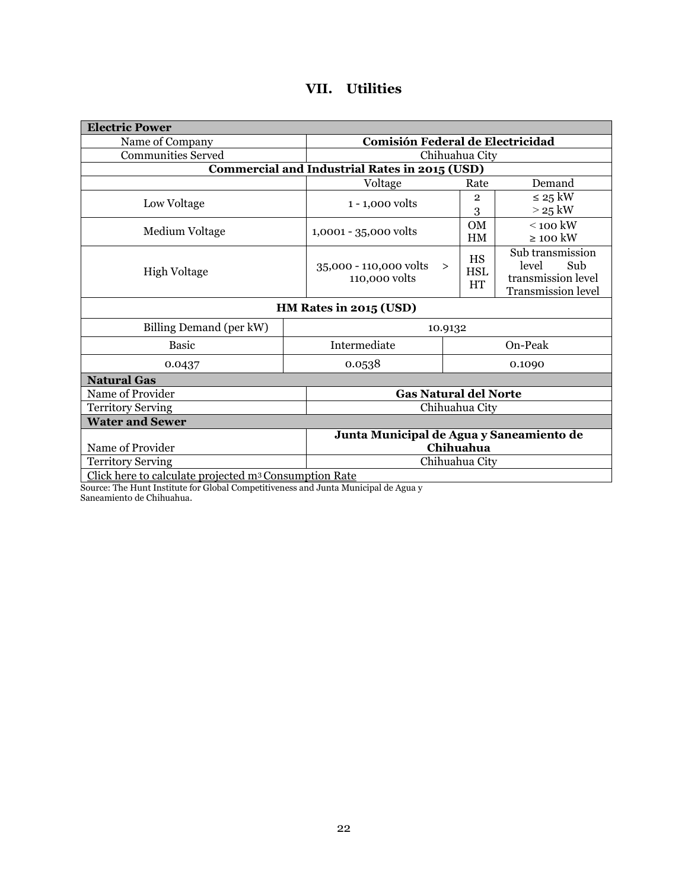# VII. Utilities

| **Electric Power** | | | |
|---|---|---|---|
| Name of Company | **Comisión Federal de Electricidad** | | |
| Communities Served | Chihuahua City | | |
| **Commercial and Industrial Rates in 2015 (USD)** | | | |
| | Voltage | Rate | Demand |
| Low Voltage | 1 - 1,000 volts | 2<br>3 | ≤ 25 kW<br>> 25 kW |
| Medium Voltage | 1,0001 - 35,000 volts | OM<br>HM | < 100 kW<br>≥ 100 kW |
| High Voltage | 35,000 - 110,000 volts ><br>110,000 volts | HS<br>HSL<br>HT | Sub transmission level Sub transmission level<br>Transmission level |

| **HM Rates in 2015 (USD)** | | |
|---|---|---|
| Billing Demand (per kW) | 10.9132 | |
| Basic | Intermediate | On-Peak |
| 0.0437 | 0.0538 | 0.1090 |

| **Natural Gas** | |
|---|---|
| Name of Provider | **Gas Natural del Norte** |
| Territory Serving | Chihuahua City |
| **Water and Sewer** | |
| Name of Provider | **Junta Municipal de Agua y Saneamiento de Chihuahua** |
| Territory Serving | Chihuahua City |
| Click here to calculate projected $m^3$ Consumption Rate | |

Source: The Hunt Institute for Global Competitiveness and Junta Municipal de Agua y Saneamiento de Chihuahua.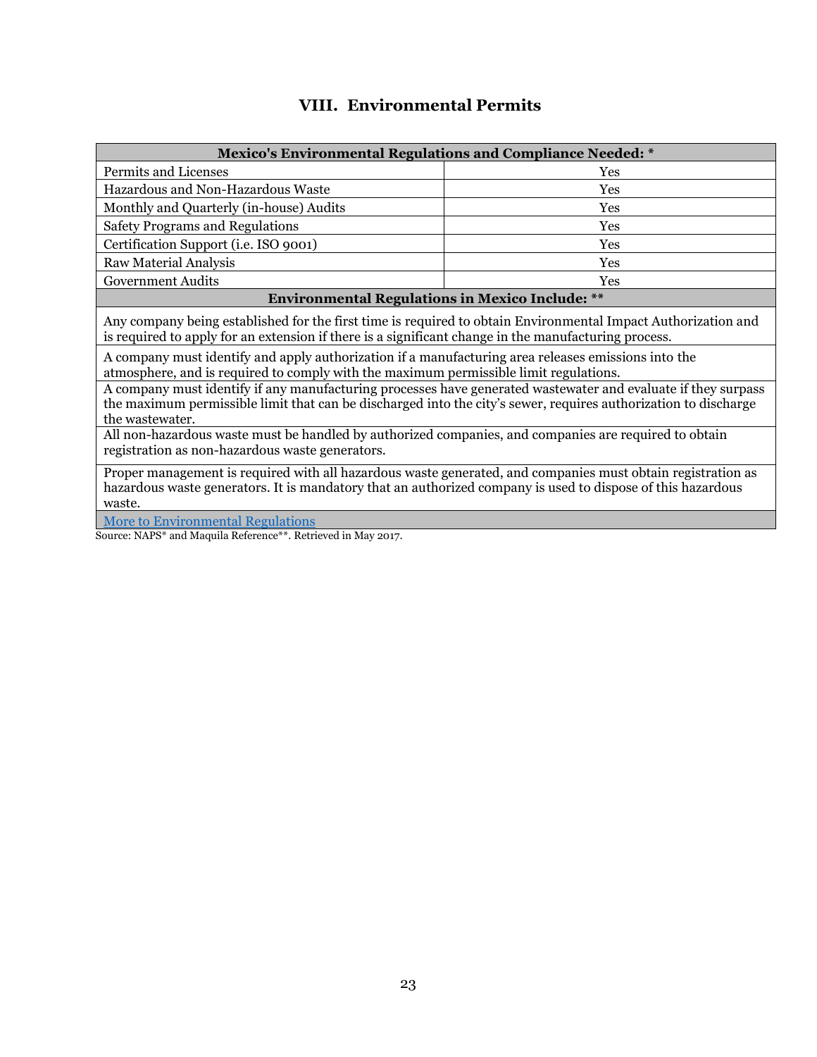# VIII. Environmental Permits

| Mexico's Environmental Regulations and Compliance Needed: * | |
|---|---|
| Permits and Licenses | Yes |
| Hazardous and Non-Hazardous Waste | Yes |
| Monthly and Quarterly (in-house) Audits | Yes |
| Safety Programs and Regulations | Yes |
| Certification Support (i.e. ISO 9001) | Yes |
| Raw Material Analysis | Yes |
| Government Audits | Yes |
| **Environmental Regulations in Mexico Include: \*\*** | |
| Any company being established for the first time is required to obtain Environmental Impact Authorization and is required to apply for an extension if there is a significant change in the manufacturing process. | |
| A company must identify and apply authorization if a manufacturing area releases emissions into the atmosphere, and is required to comply with the maximum permissible limit regulations. | |
| A company must identify if any manufacturing processes have generated wastewater and evaluate if they surpass the maximum permissible limit that can be discharged into the city's sewer, requires authorization to discharge the wastewater. | |
| All non-hazardous waste must be handled by authorized companies, and companies are required to obtain registration as non-hazardous waste generators. | |
| Proper management is required with all hazardous waste generated, and companies must obtain registration as hazardous waste generators. It is mandatory that an authorized company is used to dispose of this hazardous waste. | |
| More to Environmental Regulations | |

Source: NAPS* and Maquila Reference**. Retrieved in May 2017.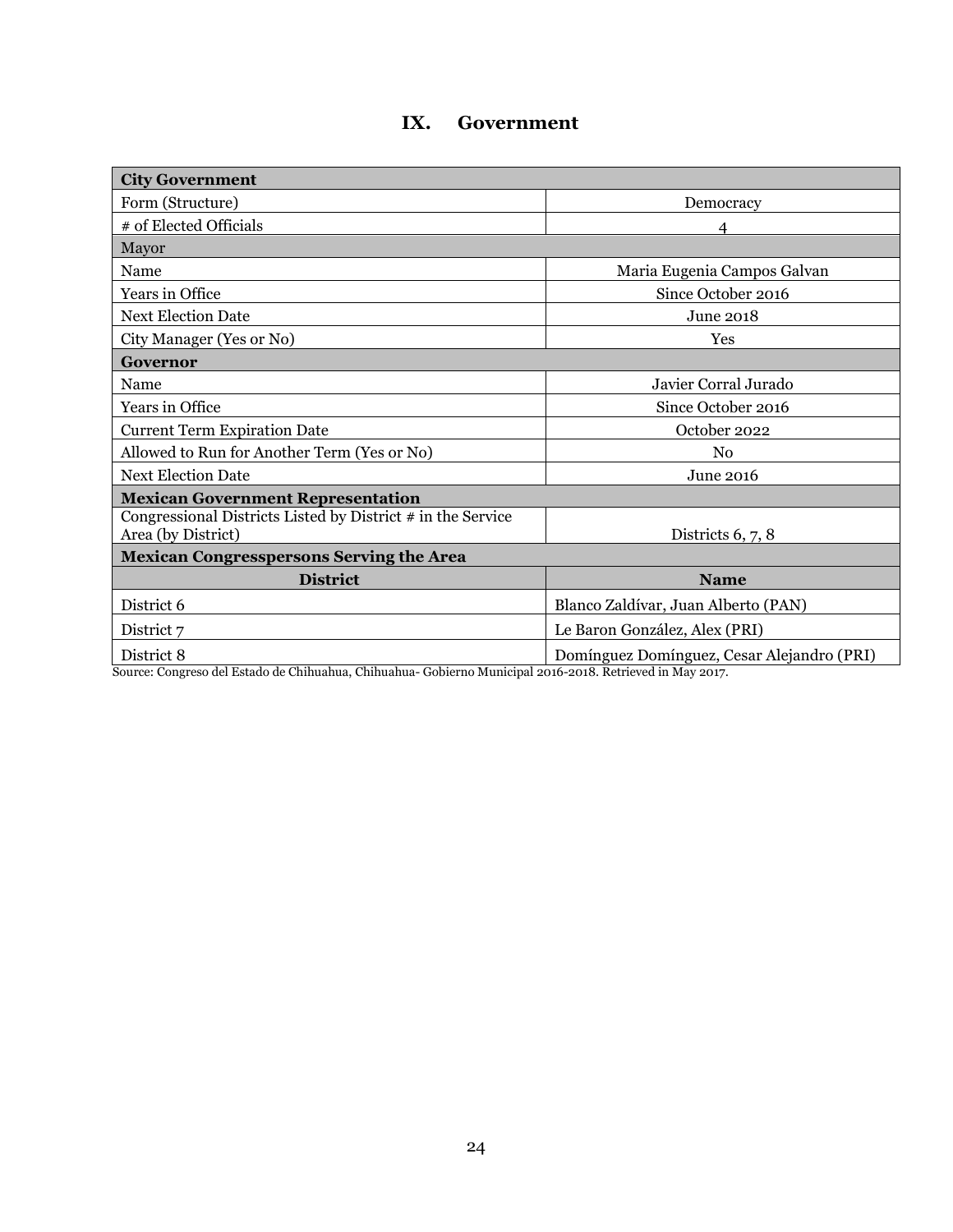# IX. Government

| City Government | |
|---|---|
| Form (Structure) | Democracy |
| # of Elected Officials | 4 |
| Mayor | |
| Name | Maria Eugenia Campos Galvan |
| Years in Office | Since October 2016 |
| Next Election Date | June 2018 |
| City Manager (Yes or No) | Yes |
| **Governor** | |
| Name | Javier Corral Jurado |
| Years in Office | Since October 2016 |
| Current Term Expiration Date | October 2022 |
| Allowed to Run for Another Term (Yes or No) | No |
| Next Election Date | June 2016 |
| **Mexican Government Representation** | |
| Congressional Districts Listed by District # in the Service Area (by District) | Districts 6, 7, 8 |
| **Mexican Congresspersons Serving the Area** | |
| **District** | **Name** |
| District 6 | Blanco Zaldívar, Juan Alberto (PAN) |
| District 7 | Le Baron González, Alex (PRI) |
| District 8 | Domínguez Domínguez, Cesar Alejandro (PRI) |

Source: Congreso del Estado de Chihuahua, Chihuahua- Gobierno Municipal 2016-2018. Retrieved in May 2017.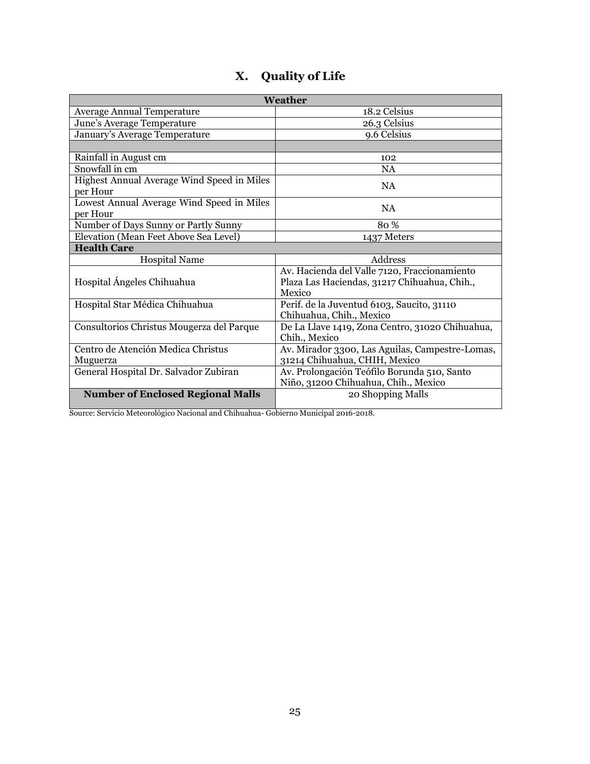# X. Quality of Life

| Weather | |
|---|---|
| Average Annual Temperature | 18.2 Celsius |
| June's Average Temperature | 26.3 Celsius |
| January's Average Temperature | 9.6 Celsius |
| | |
| Rainfall in August cm | 102 |
| Snowfall in cm | NA |
| Highest Annual Average Wind Speed in Miles per Hour | NA |
| Lowest Annual Average Wind Speed in Miles per Hour | NA |
| Number of Days Sunny or Partly Sunny | 80 % |
| Elevation (Mean Feet Above Sea Level) | 1437 Meters |
| **Health Care** | |
| Hospital Name | Address |
| Hospital Ángeles Chihuahua | Av. Hacienda del Valle 7120, Fraccionamiento Plaza Las Haciendas, 31217 Chihuahua, Chih., Mexico |
| Hospital Star Médica Chihuahua | Perif. de la Juventud 6103, Saucito, 31110 Chihuahua, Chih., Mexico |
| Consultorios Christus Mougerza del Parque | De La Llave 1419, Zona Centro, 31020 Chihuahua, Chih., Mexico |
| Centro de Atención Medica Christus Muguerza | Av. Mirador 3300, Las Aguilas, Campestre-Lomas, 31214 Chihuahua, CHIH, Mexico |
| General Hospital Dr. Salvador Zubiran | Av. Prolongación Teófilo Borunda 510, Santo Niño, 31200 Chihuahua, Chih., Mexico |
| **Number of Enclosed Regional Malls** | 20 Shopping Malls |

Source: Servicio Meteorológico Nacional and Chihuahua- Gobierno Municipal 2016-2018.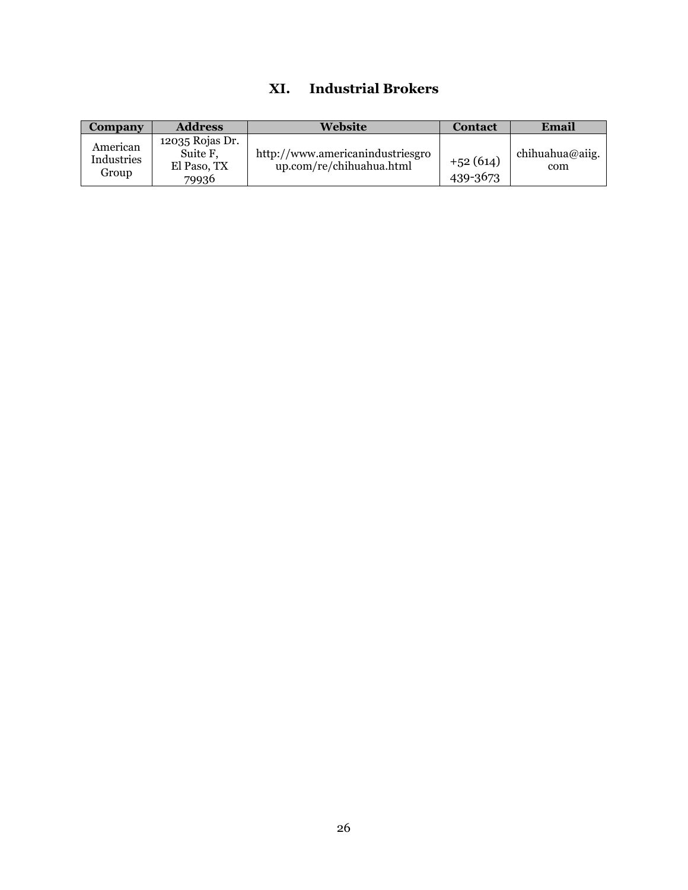## XI. Industrial Brokers

| Company | Address | Website | Contact | Email |
|---|---|---|---|---|
| American Industries Group | 12035 Rojas Dr. Suite F, El Paso, TX 79936 | http://www.americanindustriesgroup.com/re/chihuahua.html | +52 (614) 439-3673 | chihuahua@aiig.com |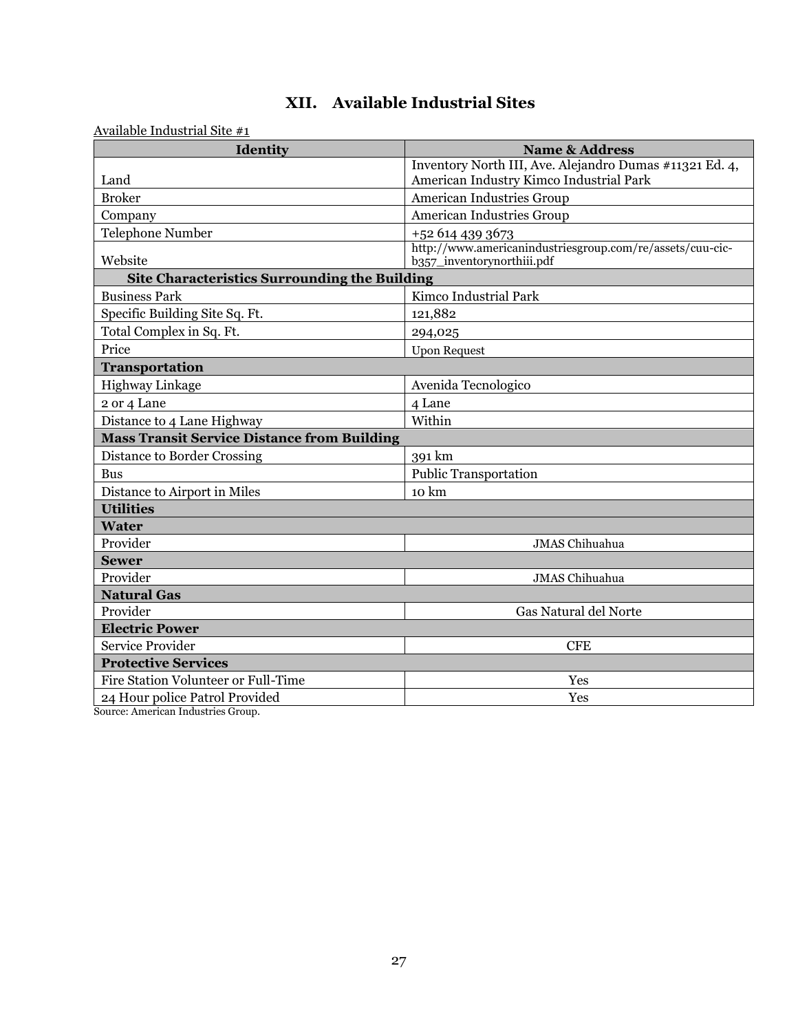# XII. Available Industrial Sites

Available Industrial Site #1

| Identity | Name & Address |
|---|---|
| Land | Inventory North III, Ave. Alejandro Dumas #11321 Ed. 4, American Industry Kimco Industrial Park |
| Broker | American Industries Group |
| Company | American Industries Group |
| Telephone Number | +52 614 439 3673 |
| Website | http://www.americanindustriesgroup.com/re/assets/cuu-cic-b357_inventorynorthiii.pdf |
| **Site Characteristics Surrounding the Building** | |
| Business Park | Kimco Industrial Park |
| Specific Building Site Sq. Ft. | 121,882 |
| Total Complex in Sq. Ft. | 294,025 |
| Price | Upon Request |
| **Transportation** | |
| Highway Linkage | Avenida Tecnologico |
| 2 or 4 Lane | 4 Lane |
| Distance to 4 Lane Highway | Within |
| **Mass Transit Service Distance from Building** | |
| Distance to Border Crossing | 391 km |
| Bus | Public Transportation |
| Distance to Airport in Miles | 10 km |
| **Utilities** | |
| **Water** | |
| Provider | JMAS Chihuahua |
| **Sewer** | |
| Provider | JMAS Chihuahua |
| **Natural Gas** | |
| Provider | Gas Natural del Norte |
| **Electric Power** | |
| Service Provider | CFE |
| **Protective Services** | |
| Fire Station Volunteer or Full-Time | Yes |
| 24 Hour police Patrol Provided | Yes |

Source: American Industries Group.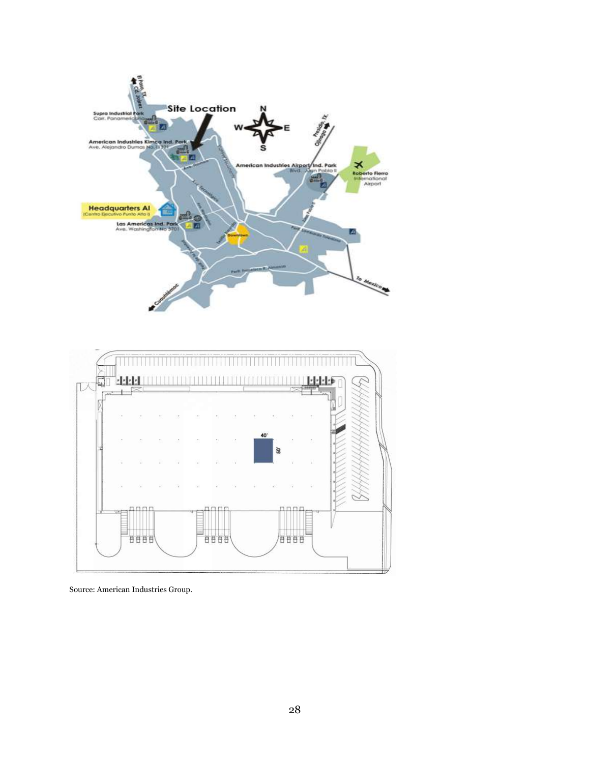Source: American Industries Group.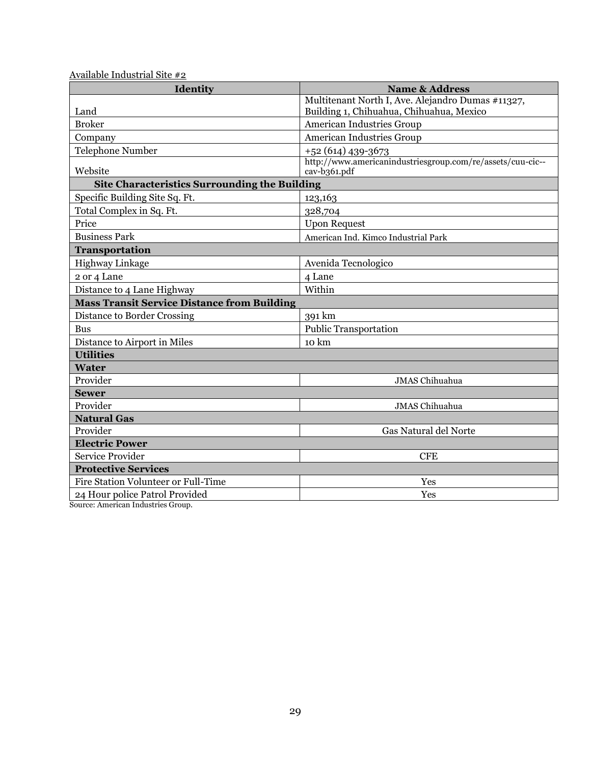Available Industrial Site #2

| Identity | Name & Address |
|---|---|
| Land | Multitenant North I, Ave. Alejandro Dumas #11327, Building 1, Chihuahua, Chihuahua, Mexico |
| Broker | American Industries Group |
| Company | American Industries Group |
| Telephone Number | +52 (614) 439-3673 |
| Website | http://www.americanindustriesgroup.com/re/assets/cuu-cic--cav-b361.pdf |
| **Site Characteristics Surrounding the Building** | |
| Specific Building Site Sq. Ft. | 123,163 |
| Total Complex in Sq. Ft. | 328,704 |
| Price | Upon Request |
| Business Park | American Ind. Kimco Industrial Park |
| **Transportation** | |
| Highway Linkage | Avenida Tecnologico |
| 2 or 4 Lane | 4 Lane |
| Distance to 4 Lane Highway | Within |
| **Mass Transit Service Distance from Building** | |
| Distance to Border Crossing | 391 km |
| Bus | Public Transportation |
| Distance to Airport in Miles | 10 km |
| **Utilities** | |
| **Water** | |
| Provider | JMAS Chihuahua |
| **Sewer** | |
| Provider | JMAS Chihuahua |
| **Natural Gas** | |
| Provider | Gas Natural del Norte |
| **Electric Power** | |
| Service Provider | CFE |
| **Protective Services** | |
| Fire Station Volunteer or Full-Time | Yes |
| 24 Hour police Patrol Provided | Yes |

Source: American Industries Group.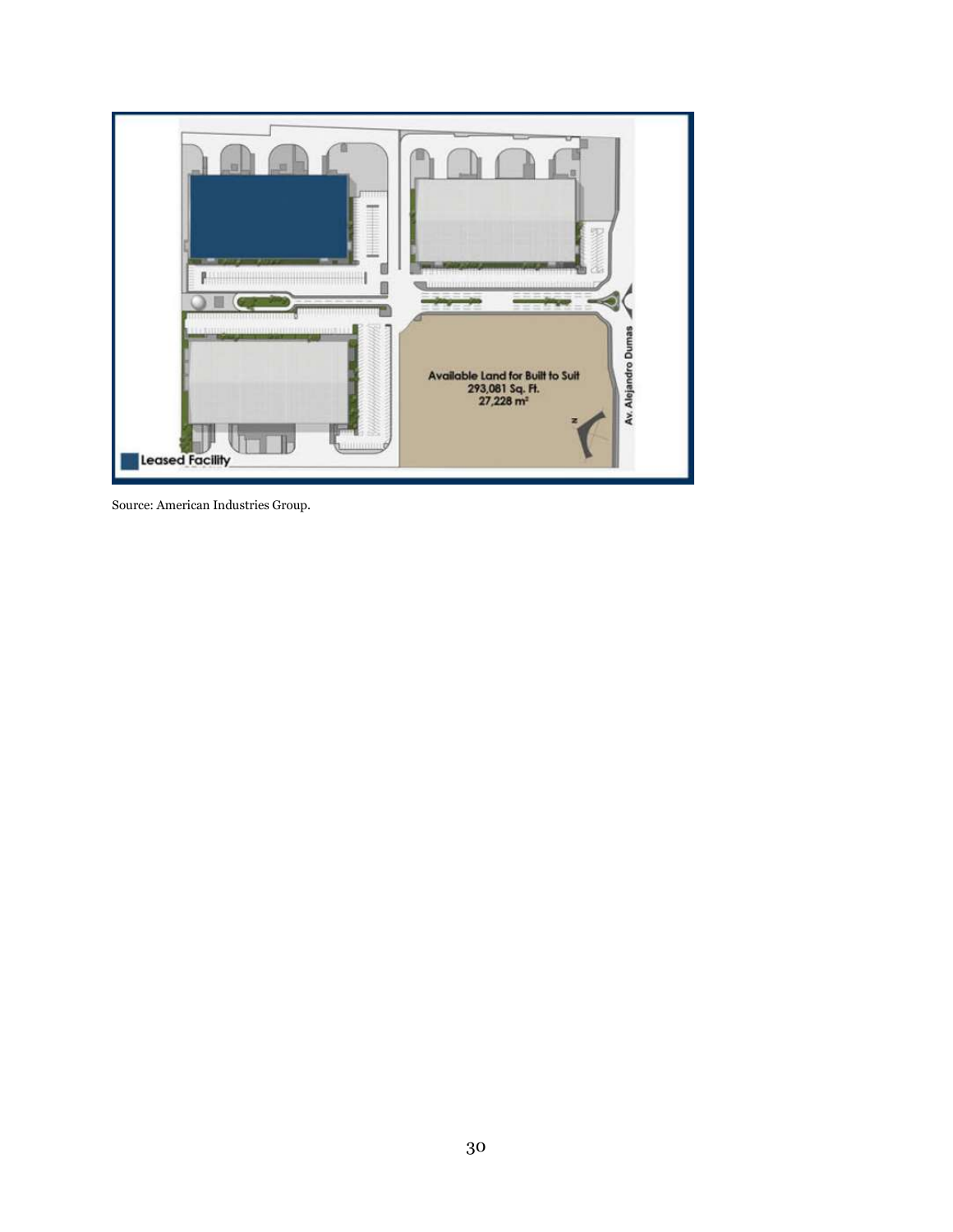Source: American Industries Group.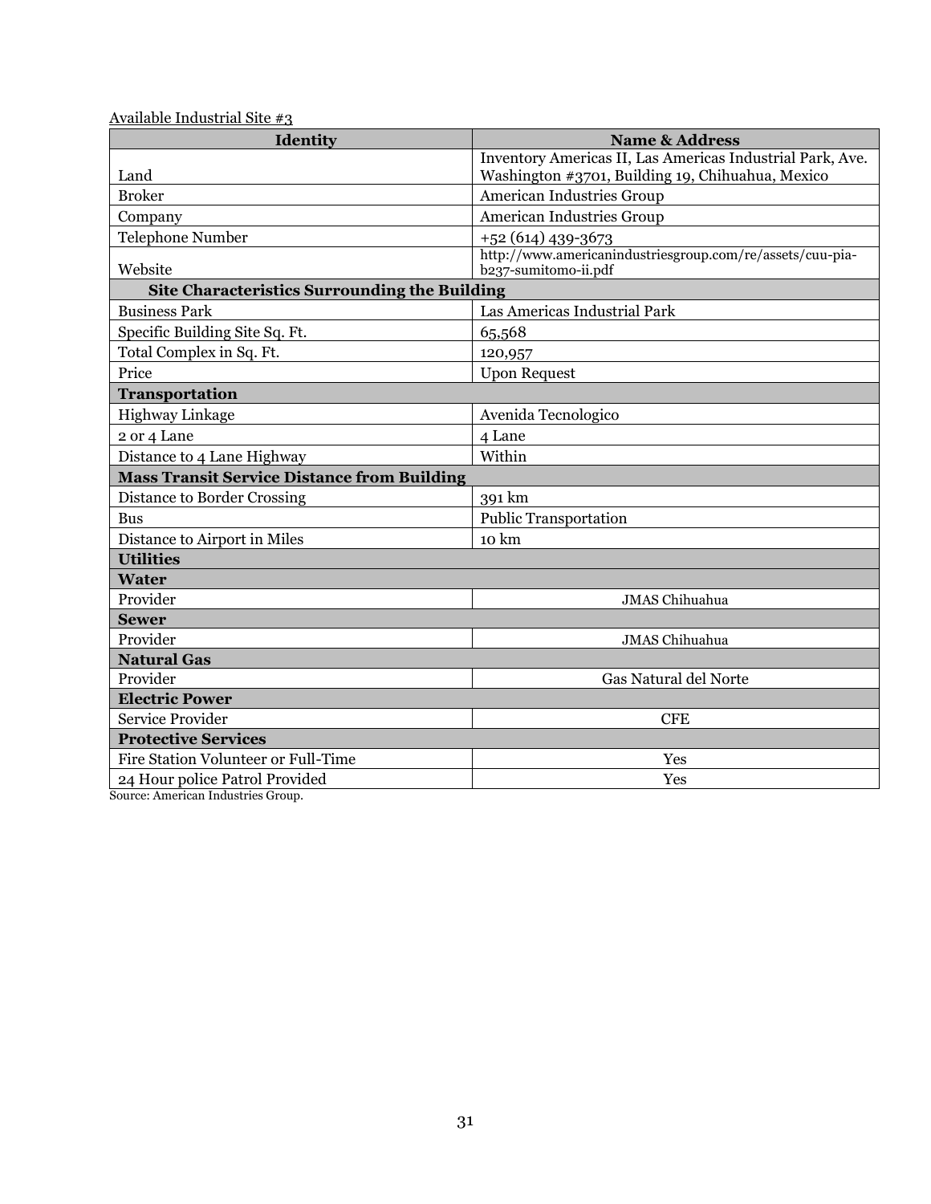Available Industrial Site #3

| Identity | Name & Address |
|---|---|
| Land | Inventory Americas II, Las Americas Industrial Park, Ave. Washington #3701, Building 19, Chihuahua, Mexico |
| Broker | American Industries Group |
| Company | American Industries Group |
| Telephone Number | +52 (614) 439-3673 |
| Website | http://www.americanindustriesgroup.com/re/assets/cuu-pia-b237-sumitomo-ii.pdf |
| **Site Characteristics Surrounding the Building** | |
| Business Park | Las Americas Industrial Park |
| Specific Building Site Sq. Ft. | 65,568 |
| Total Complex in Sq. Ft. | 120,957 |
| Price | Upon Request |
| **Transportation** | |
| Highway Linkage | Avenida Tecnologico |
| 2 or 4 Lane | 4 Lane |
| Distance to 4 Lane Highway | Within |
| **Mass Transit Service Distance from Building** | |
| Distance to Border Crossing | 391 km |
| Bus | Public Transportation |
| Distance to Airport in Miles | 10 km |
| **Utilities** | |
| **Water** | |
| Provider | JMAS Chihuahua |
| **Sewer** | |
| Provider | JMAS Chihuahua |
| **Natural Gas** | |
| Provider | Gas Natural del Norte |
| **Electric Power** | |
| Service Provider | CFE |
| **Protective Services** | |
| Fire Station Volunteer or Full-Time | Yes |
| 24 Hour police Patrol Provided | Yes |

Source: American Industries Group.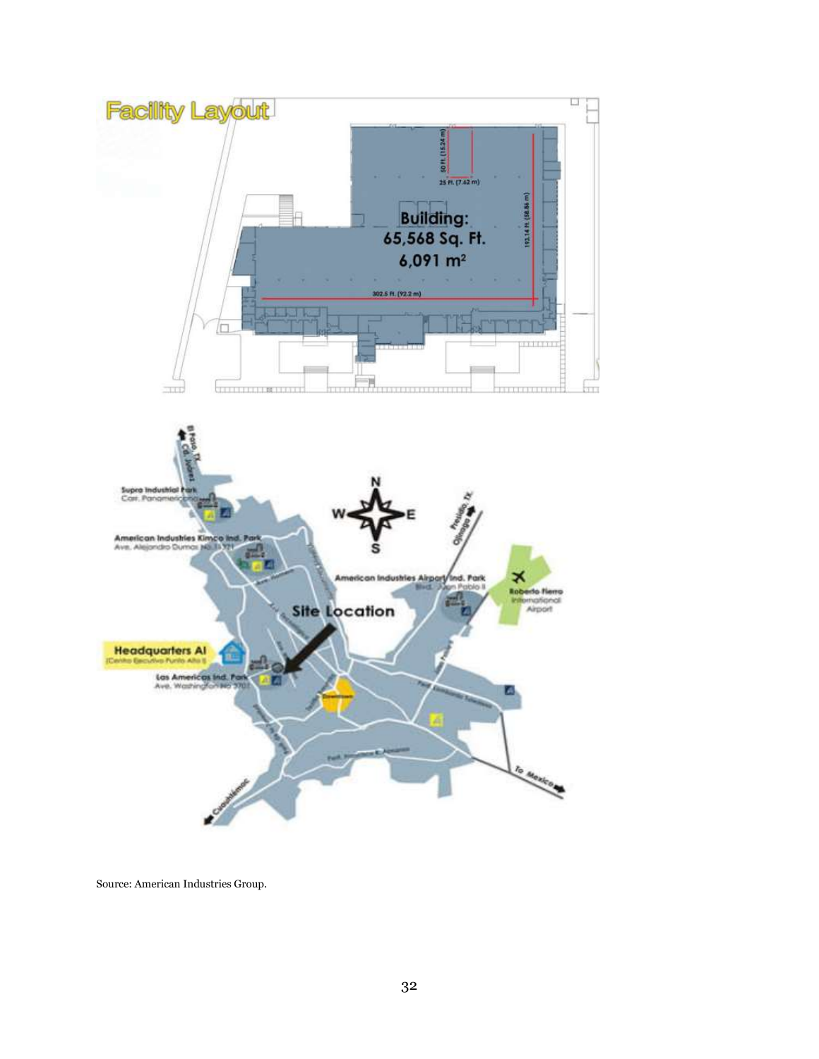Source: American Industries Group.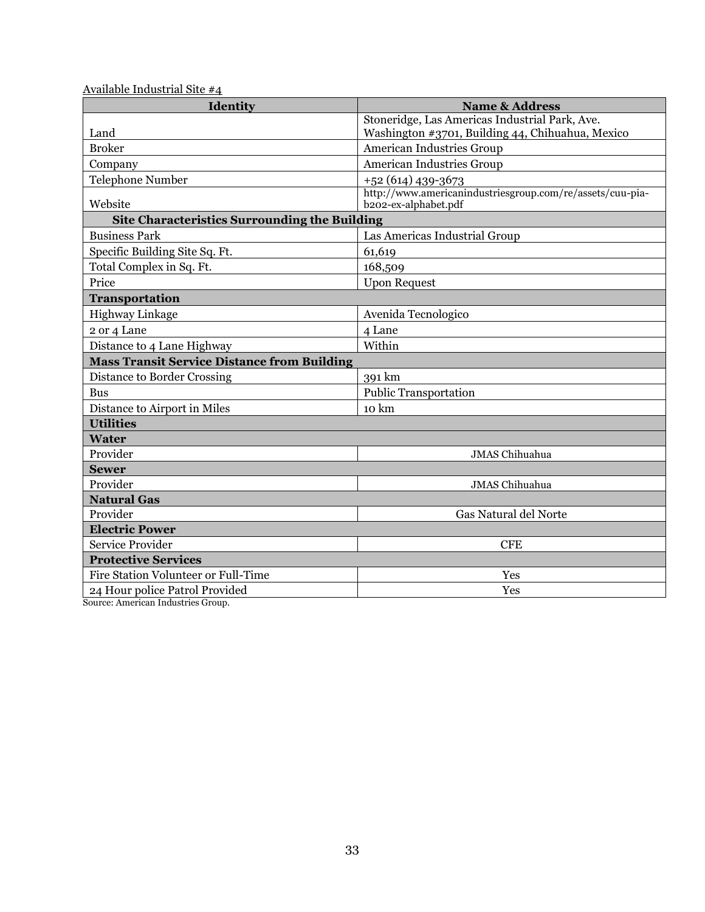Available Industrial Site #4

| Identity | Name & Address |
| --- | --- |
| Land | Stoneridge, Las Americas Industrial Park, Ave. Washington #3701, Building 44, Chihuahua, Mexico |
| Broker | American Industries Group |
| Company | American Industries Group |
| Telephone Number | +52 (614) 439-3673 |
| Website | http://www.americanindustriesgroup.com/re/assets/cuu-pia-b202-ex-alphabet.pdf |
| **Site Characteristics Surrounding the Building** | |
| Business Park | Las Americas Industrial Group |
| Specific Building Site Sq. Ft. | 61,619 |
| Total Complex in Sq. Ft. | 168,509 |
| Price | Upon Request |
| **Transportation** | |
| Highway Linkage | Avenida Tecnologico |
| 2 or 4 Lane | 4 Lane |
| Distance to 4 Lane Highway | Within |
| **Mass Transit Service Distance from Building** | |
| Distance to Border Crossing | 391 km |
| Bus | Public Transportation |
| Distance to Airport in Miles | 10 km |
| **Utilities** | |
| **Water** | |
| Provider | JMAS Chihuahua |
| **Sewer** | |
| Provider | JMAS Chihuahua |
| **Natural Gas** | |
| Provider | Gas Natural del Norte |
| **Electric Power** | |
| Service Provider | CFE |
| **Protective Services** | |
| Fire Station Volunteer or Full-Time | Yes |
| 24 Hour police Patrol Provided | Yes |

Source: American Industries Group.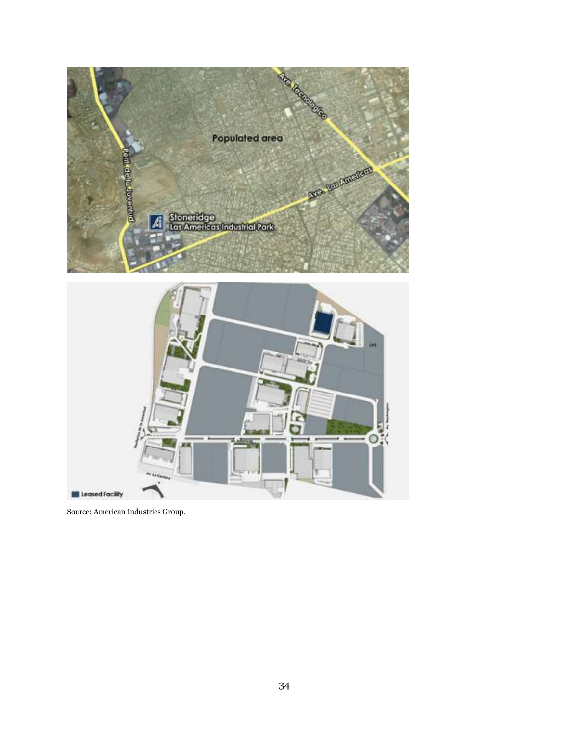Source: American Industries Group.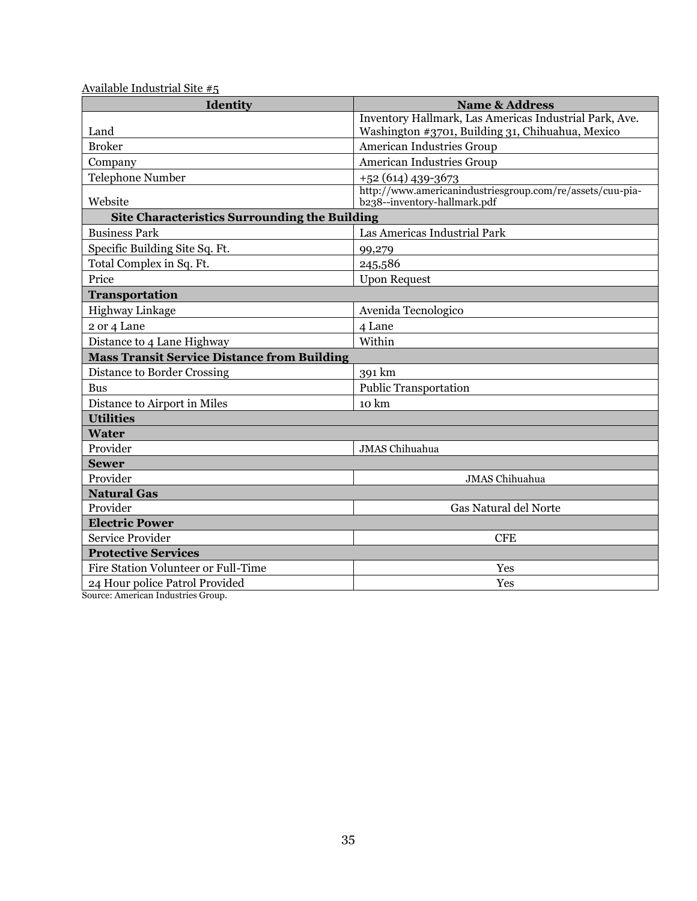Available Industrial Site #5

| Identity | Name & Address |
|---|---|
| Land | Inventory Hallmark, Las Americas Industrial Park, Ave. Washington #3701, Building 31, Chihuahua, Mexico |
| Broker | American Industries Group |
| Company | American Industries Group |
| Telephone Number | +52 (614) 439-3673 |
| Website | http://www.americanindustriesgroup.com/re/assets/cuu-pia-b238--inventory-hallmark.pdf |
| **Site Characteristics Surrounding the Building** | |
| Business Park | Las Americas Industrial Park |
| Specific Building Site Sq. Ft. | 99,279 |
| Total Complex in Sq. Ft. | 245,586 |
| Price | Upon Request |
| **Transportation** | |
| Highway Linkage | Avenida Tecnologico |
| 2 or 4 Lane | 4 Lane |
| Distance to 4 Lane Highway | Within |
| **Mass Transit Service Distance from Building** | |
| Distance to Border Crossing | 391 km |
| Bus | Public Transportation |
| Distance to Airport in Miles | 10 km |
| **Utilities** | |
| **Water** | |
| Provider | JMAS Chihuahua |
| **Sewer** | |
| Provider | JMAS Chihuahua |
| **Natural Gas** | |
| Provider | Gas Natural del Norte |
| **Electric Power** | |
| Service Provider | CFE |
| **Protective Services** | |
| Fire Station Volunteer or Full-Time | Yes |
| 24 Hour police Patrol Provided | Yes |

Source: American Industries Group.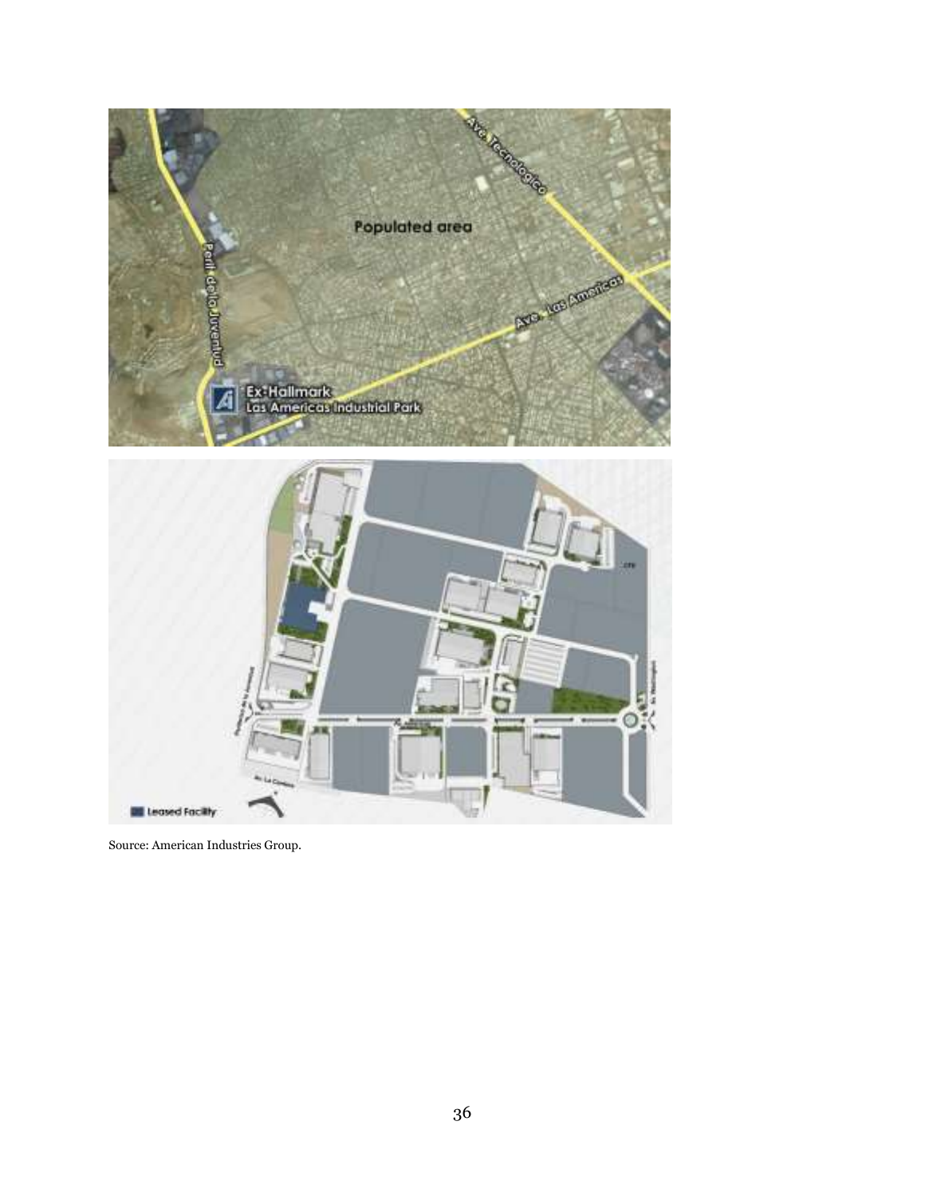Source: American Industries Group.